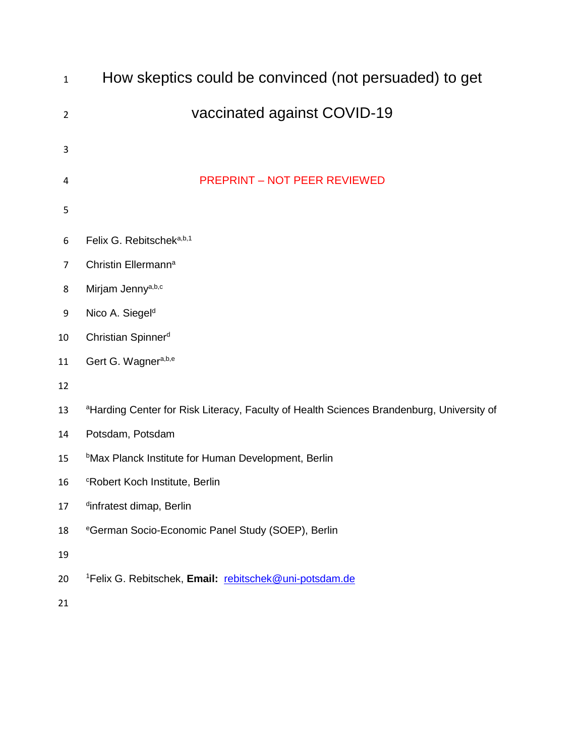# How skeptics could be convinced (not persuaded) to get vaccinated against COVID-19

PREPRINT – NOT PEER REVIEWED

Felix G. Rebitschek[a,b,1]

Christin Ellermann[a]

Mirjam Jenny[a,b,c]

Nico A. Siegel[d]

Christian Spinner[d]

Gert G. Wagner[a,b,e]

[a]Harding Center for Risk Literacy, Faculty of Health Sciences Brandenburg, University of Potsdam, Potsdam

[b]Max Planck Institute for Human Development, Berlin

[c]Robert Koch Institute, Berlin

[d]infratest dimap, Berlin

[e]German Socio-Economic Panel Study (SOEP), Berlin

[1]Felix G. Rebitschek, **Email:** rebitschek@uni-potsdam.de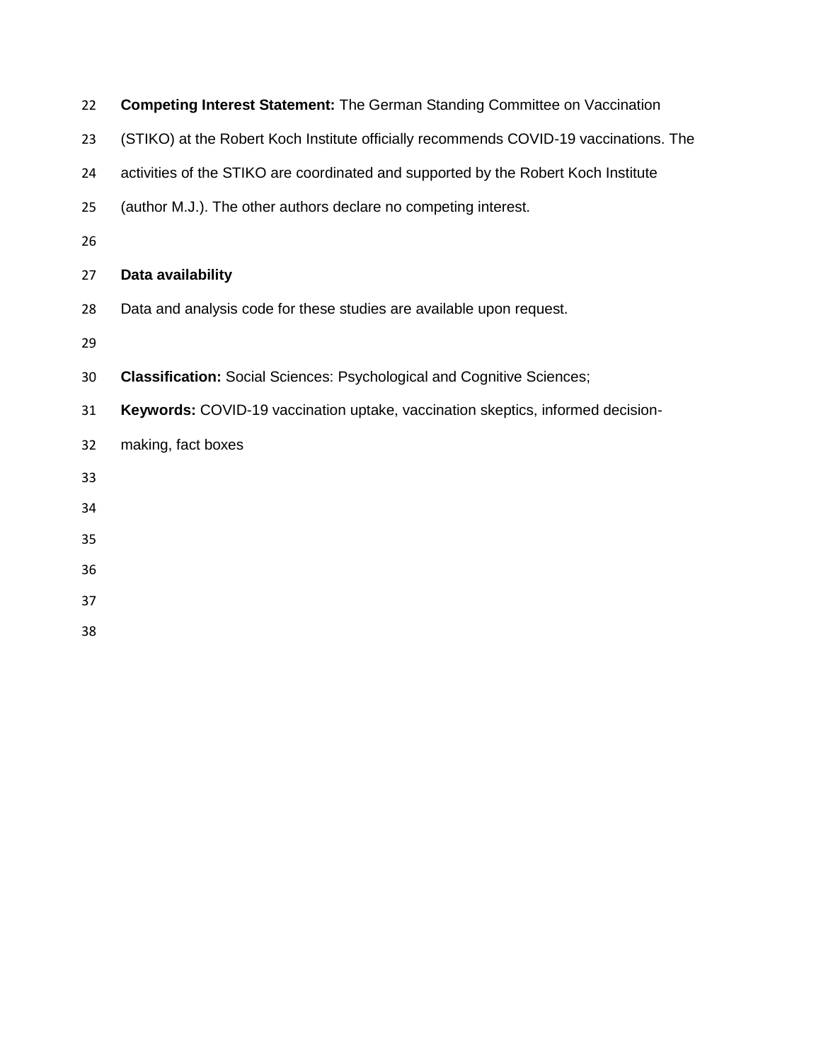**Competing Interest Statement:** The German Standing Committee on Vaccination (STIKO) at the Robert Koch Institute officially recommends COVID-19 vaccinations. The activities of the STIKO are coordinated and supported by the Robert Koch Institute (author M.J.). The other authors declare no competing interest.

**Data availability**

Data and analysis code for these studies are available upon request.

**Classification:** Social Sciences: Psychological and Cognitive Sciences;

**Keywords:** COVID-19 vaccination uptake, vaccination skeptics, informed decision-making, fact boxes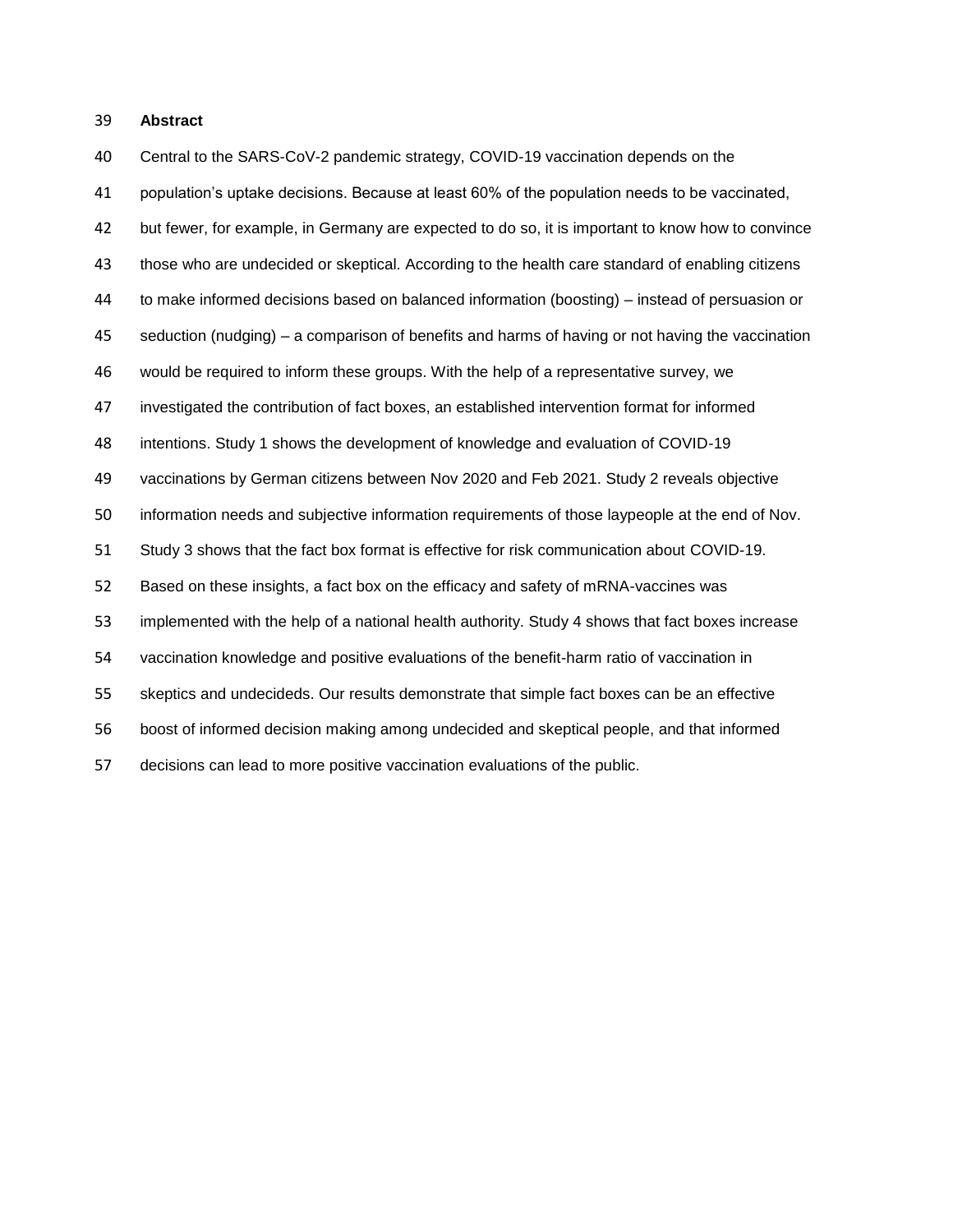**Abstract**

Central to the SARS-CoV-2 pandemic strategy, COVID-19 vaccination depends on the population's uptake decisions. Because at least 60% of the population needs to be vaccinated, but fewer, for example, in Germany are expected to do so, it is important to know how to convince those who are undecided or skeptical. According to the health care standard of enabling citizens to make informed decisions based on balanced information (boosting) – instead of persuasion or seduction (nudging) – a comparison of benefits and harms of having or not having the vaccination would be required to inform these groups. With the help of a representative survey, we investigated the contribution of fact boxes, an established intervention format for informed intentions. Study 1 shows the development of knowledge and evaluation of COVID-19 vaccinations by German citizens between Nov 2020 and Feb 2021. Study 2 reveals objective information needs and subjective information requirements of those laypeople at the end of Nov. Study 3 shows that the fact box format is effective for risk communication about COVID-19. Based on these insights, a fact box on the efficacy and safety of mRNA-vaccines was implemented with the help of a national health authority. Study 4 shows that fact boxes increase vaccination knowledge and positive evaluations of the benefit-harm ratio of vaccination in skeptics and undecideds. Our results demonstrate that simple fact boxes can be an effective boost of informed decision making among undecided and skeptical people, and that informed decisions can lead to more positive vaccination evaluations of the public.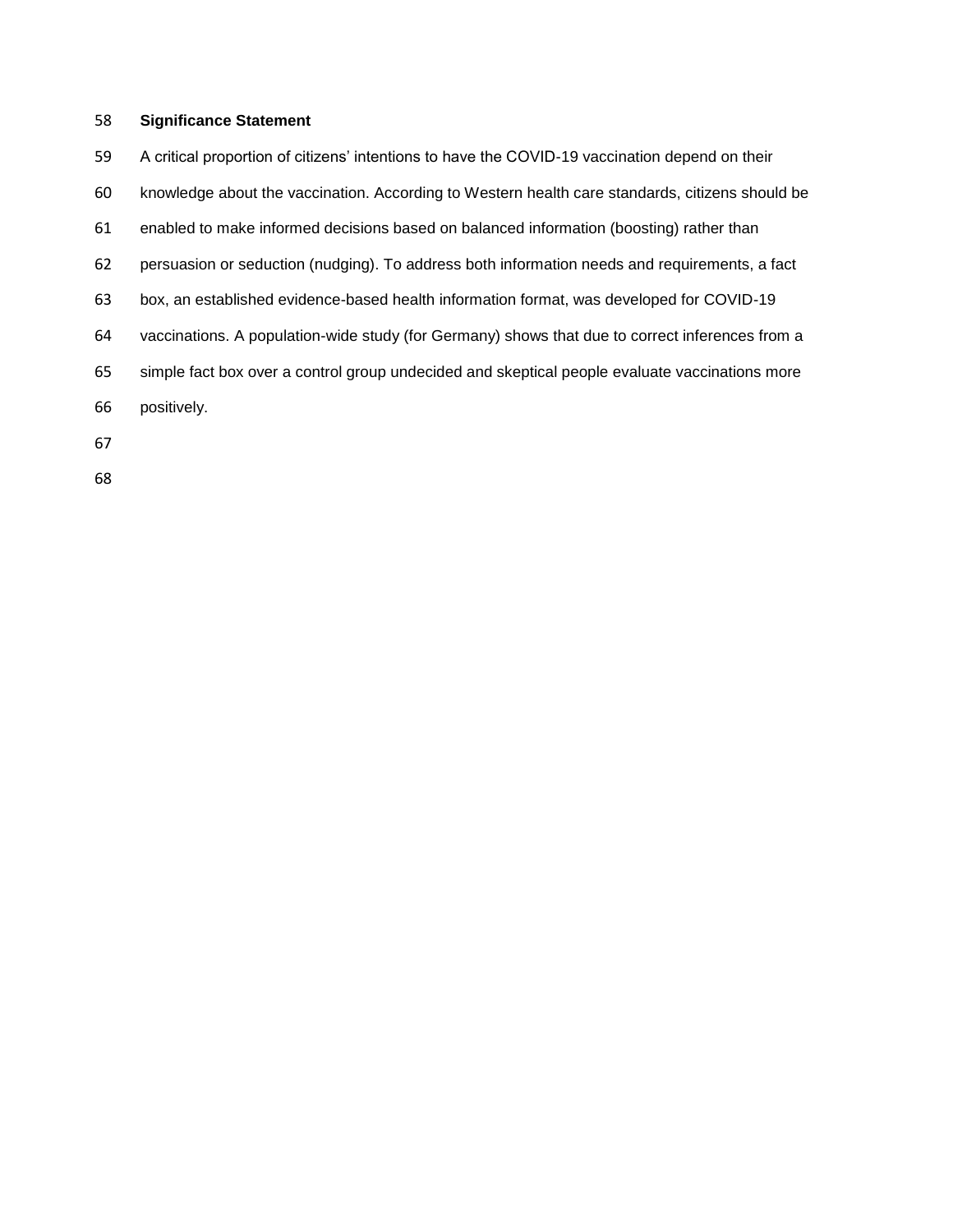**Significance Statement**

A critical proportion of citizens' intentions to have the COVID-19 vaccination depend on their knowledge about the vaccination. According to Western health care standards, citizens should be enabled to make informed decisions based on balanced information (boosting) rather than persuasion or seduction (nudging). To address both information needs and requirements, a fact box, an established evidence-based health information format, was developed for COVID-19 vaccinations. A population-wide study (for Germany) shows that due to correct inferences from a simple fact box over a control group undecided and skeptical people evaluate vaccinations more positively.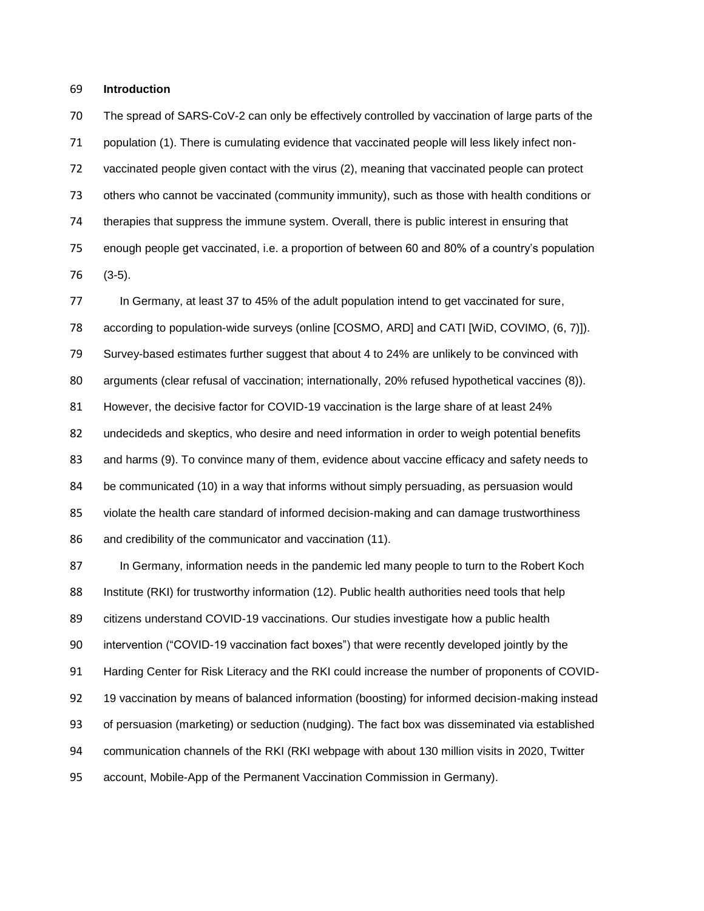**Introduction**

The spread of SARS-CoV-2 can only be effectively controlled by vaccination of large parts of the population (1). There is cumulating evidence that vaccinated people will less likely infect non-vaccinated people given contact with the virus (2), meaning that vaccinated people can protect others who cannot be vaccinated (community immunity), such as those with health conditions or therapies that suppress the immune system. Overall, there is public interest in ensuring that enough people get vaccinated, i.e. a proportion of between 60 and 80% of a country's population (3-5).

In Germany, at least 37 to 45% of the adult population intend to get vaccinated for sure, according to population-wide surveys (online [COSMO, ARD] and CATI [WiD, COVIMO, (6, 7)]). Survey-based estimates further suggest that about 4 to 24% are unlikely to be convinced with arguments (clear refusal of vaccination; internationally, 20% refused hypothetical vaccines (8)). However, the decisive factor for COVID-19 vaccination is the large share of at least 24% undecideds and skeptics, who desire and need information in order to weigh potential benefits and harms (9). To convince many of them, evidence about vaccine efficacy and safety needs to be communicated (10) in a way that informs without simply persuading, as persuasion would violate the health care standard of informed decision-making and can damage trustworthiness and credibility of the communicator and vaccination (11).

In Germany, information needs in the pandemic led many people to turn to the Robert Koch Institute (RKI) for trustworthy information (12). Public health authorities need tools that help citizens understand COVID-19 vaccinations. Our studies investigate how a public health intervention ("COVID-19 vaccination fact boxes") that were recently developed jointly by the Harding Center for Risk Literacy and the RKI could increase the number of proponents of COVID-19 vaccination by means of balanced information (boosting) for informed decision-making instead of persuasion (marketing) or seduction (nudging). The fact box was disseminated via established communication channels of the RKI (RKI webpage with about 130 million visits in 2020, Twitter account, Mobile-App of the Permanent Vaccination Commission in Germany).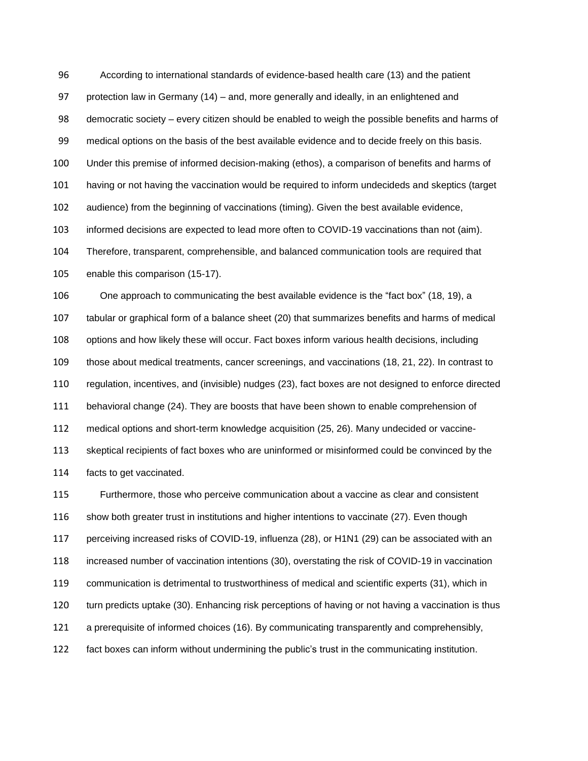According to international standards of evidence-based health care (13) and the patient protection law in Germany (14) – and, more generally and ideally, in an enlightened and democratic society – every citizen should be enabled to weigh the possible benefits and harms of medical options on the basis of the best available evidence and to decide freely on this basis. Under this premise of informed decision-making (ethos), a comparison of benefits and harms of having or not having the vaccination would be required to inform undecideds and skeptics (target audience) from the beginning of vaccinations (timing). Given the best available evidence, informed decisions are expected to lead more often to COVID-19 vaccinations than not (aim). Therefore, transparent, comprehensible, and balanced communication tools are required that enable this comparison (15-17).

One approach to communicating the best available evidence is the "fact box" (18, 19), a tabular or graphical form of a balance sheet (20) that summarizes benefits and harms of medical options and how likely these will occur. Fact boxes inform various health decisions, including those about medical treatments, cancer screenings, and vaccinations (18, 21, 22). In contrast to regulation, incentives, and (invisible) nudges (23), fact boxes are not designed to enforce directed behavioral change (24). They are boosts that have been shown to enable comprehension of medical options and short-term knowledge acquisition (25, 26). Many undecided or vaccine-skeptical recipients of fact boxes who are uninformed or misinformed could be convinced by the facts to get vaccinated.

Furthermore, those who perceive communication about a vaccine as clear and consistent show both greater trust in institutions and higher intentions to vaccinate (27). Even though perceiving increased risks of COVID-19, influenza (28), or H1N1 (29) can be associated with an increased number of vaccination intentions (30), overstating the risk of COVID-19 in vaccination communication is detrimental to trustworthiness of medical and scientific experts (31), which in turn predicts uptake (30). Enhancing risk perceptions of having or not having a vaccination is thus a prerequisite of informed choices (16). By communicating transparently and comprehensibly, fact boxes can inform without undermining the public's trust in the communicating institution.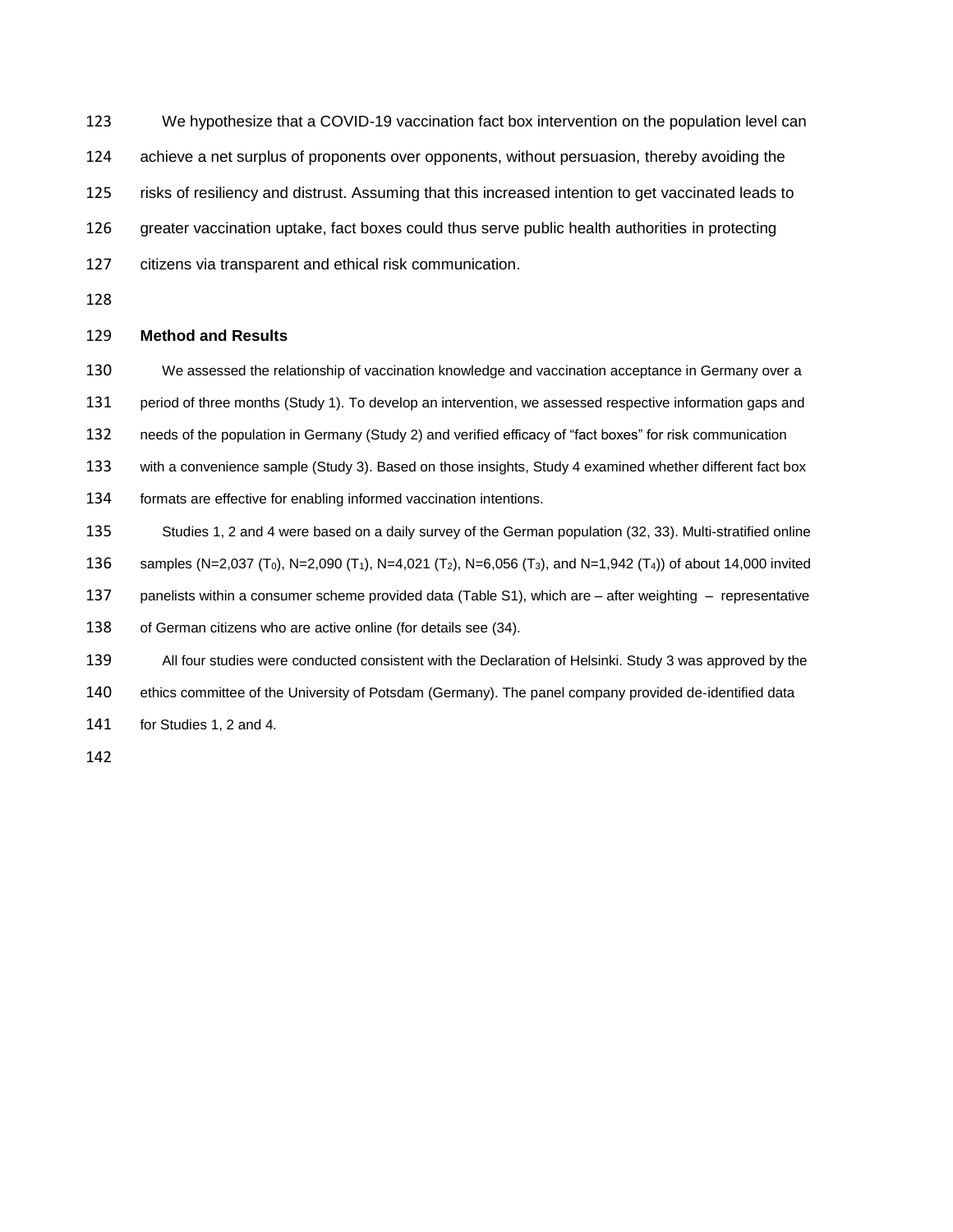We hypothesize that a COVID-19 vaccination fact box intervention on the population level can achieve a net surplus of proponents over opponents, without persuasion, thereby avoiding the risks of resiliency and distrust. Assuming that this increased intention to get vaccinated leads to greater vaccination uptake, fact boxes could thus serve public health authorities in protecting citizens via transparent and ethical risk communication.

## Method and Results

We assessed the relationship of vaccination knowledge and vaccination acceptance in Germany over a period of three months (Study 1). To develop an intervention, we assessed respective information gaps and needs of the population in Germany (Study 2) and verified efficacy of "fact boxes" for risk communication with a convenience sample (Study 3). Based on those insights, Study 4 examined whether different fact box formats are effective for enabling informed vaccination intentions.

Studies 1, 2 and 4 were based on a daily survey of the German population (32, 33). Multi-stratified online samples (N=2,037 ($T_0$), N=2,090 ($T_1$), N=4,021 ($T_2$), N=6,056 ($T_3$), and N=1,942 ($T_4$)) of about 14,000 invited panelists within a consumer scheme provided data (Table S1), which are – after weighting – representative of German citizens who are active online (for details see (34).

All four studies were conducted consistent with the Declaration of Helsinki. Study 3 was approved by the ethics committee of the University of Potsdam (Germany). The panel company provided de-identified data for Studies 1, 2 and 4.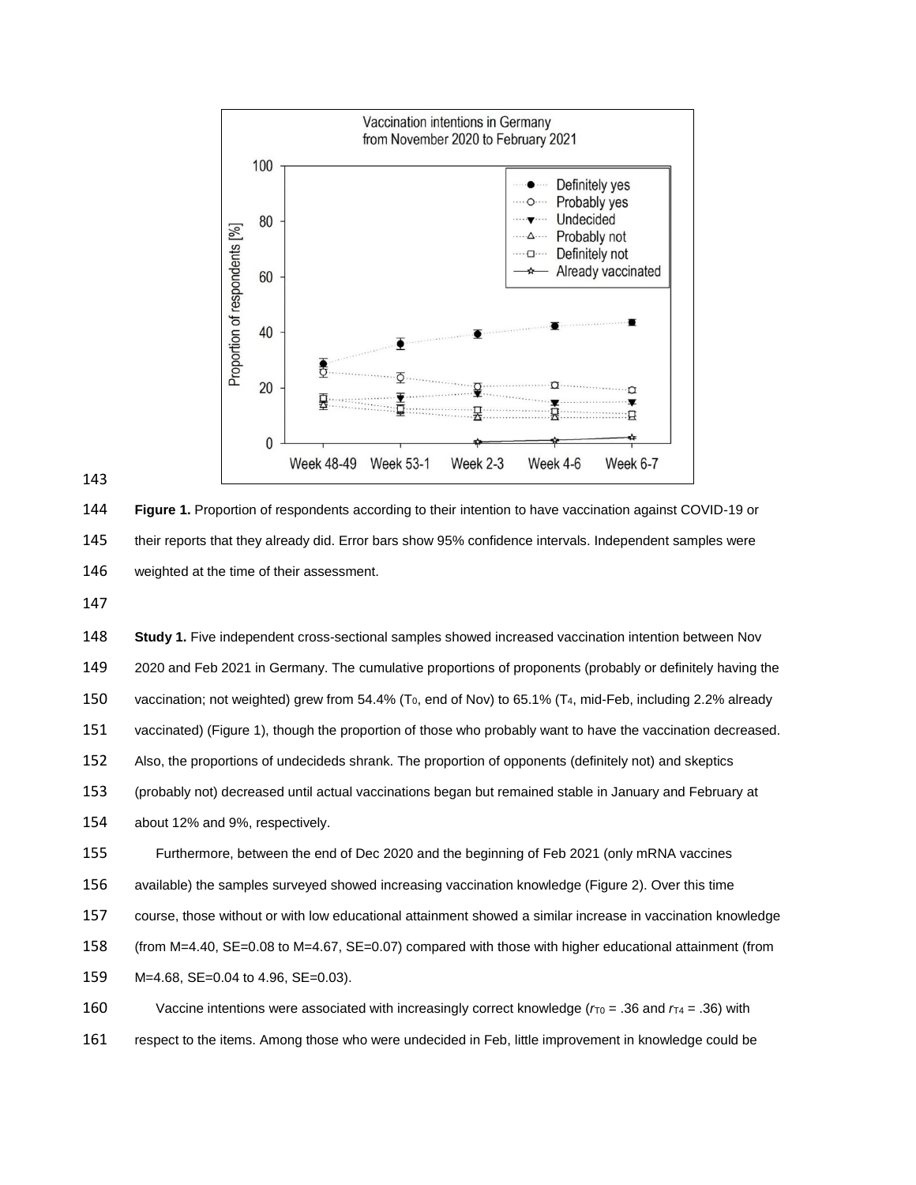Vaccination intentions in Germany
from November 2020 to February 2021

Proportion of respondents [%]

100
80
60
40
20
0

Week 48-49
Week 53-1
Week 2-3
Week 4-6
Week 6-7

Definitely yes
Probably yes
Undecided
Probably not
Definitely not
Already vaccinated

**Figure 1.** Proportion of respondents according to their intention to have vaccination against COVID-19 or their reports that they already did. Error bars show 95% confidence intervals. Independent samples were weighted at the time of their assessment.

**Study 1.** Five independent cross-sectional samples showed increased vaccination intention between Nov 2020 and Feb 2021 in Germany. The cumulative proportions of proponents (probably or definitely having the vaccination; not weighted) grew from 54.4% ($T_0$, end of Nov) to 65.1% ($T_4$, mid-Feb, including 2.2% already vaccinated) (Figure 1), though the proportion of those who probably want to have the vaccination decreased. Also, the proportions of undecideds shrank. The proportion of opponents (definitely not) and skeptics (probably not) decreased until actual vaccinations began but remained stable in January and February at about 12% and 9%, respectively.

Furthermore, between the end of Dec 2020 and the beginning of Feb 2021 (only mRNA vaccines available) the samples surveyed showed increasing vaccination knowledge (Figure 2). Over this time course, those without or with low educational attainment showed a similar increase in vaccination knowledge (from M=4.40, SE=0.08 to M=4.67, SE=0.07) compared with those with higher educational attainment (from M=4.68, SE=0.04 to 4.96, SE=0.03).

Vaccine intentions were associated with increasingly correct knowledge ($r_{T0}$ = .36 and $r_{T4}$ = .36) with respect to the items. Among those who were undecided in Feb, little improvement in knowledge could be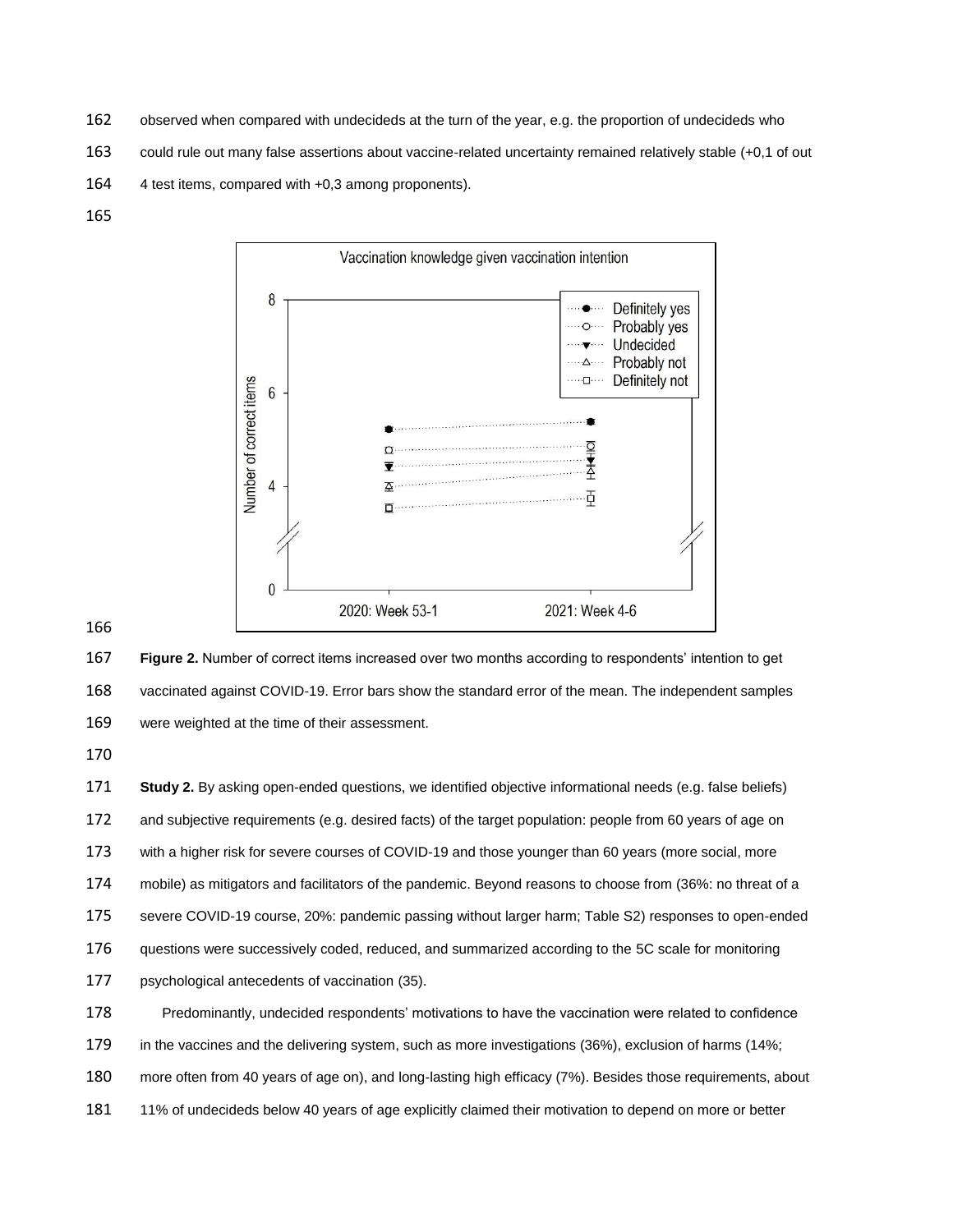observed when compared with undecideds at the turn of the year, e.g. the proportion of undecideds who could rule out many false assertions about vaccine-related uncertainty remained relatively stable (+0,1 of out 4 test items, compared with +0,3 among proponents).

Vaccination knowledge given vaccination intention

Number of correct items

8

6

4

0

Definitely yes
Probably yes
Undecided
Probably not
Definitely not

2020: Week 53-1

2021: Week 4-6

**Figure 2.** Number of correct items increased over two months according to respondents' intention to get vaccinated against COVID-19. Error bars show the standard error of the mean. The independent samples were weighted at the time of their assessment.

**Study 2.** By asking open-ended questions, we identified objective informational needs (e.g. false beliefs) and subjective requirements (e.g. desired facts) of the target population: people from 60 years of age on with a higher risk for severe courses of COVID-19 and those younger than 60 years (more social, more mobile) as mitigators and facilitators of the pandemic. Beyond reasons to choose from (36%: no threat of a severe COVID-19 course, 20%: pandemic passing without larger harm; Table S2) responses to open-ended questions were successively coded, reduced, and summarized according to the 5C scale for monitoring psychological antecedents of vaccination (35).

Predominantly, undecided respondents' motivations to have the vaccination were related to confidence in the vaccines and the delivering system, such as more investigations (36%), exclusion of harms (14%; more often from 40 years of age on), and long-lasting high efficacy (7%). Besides those requirements, about 11% of undecideds below 40 years of age explicitly claimed their motivation to depend on more or better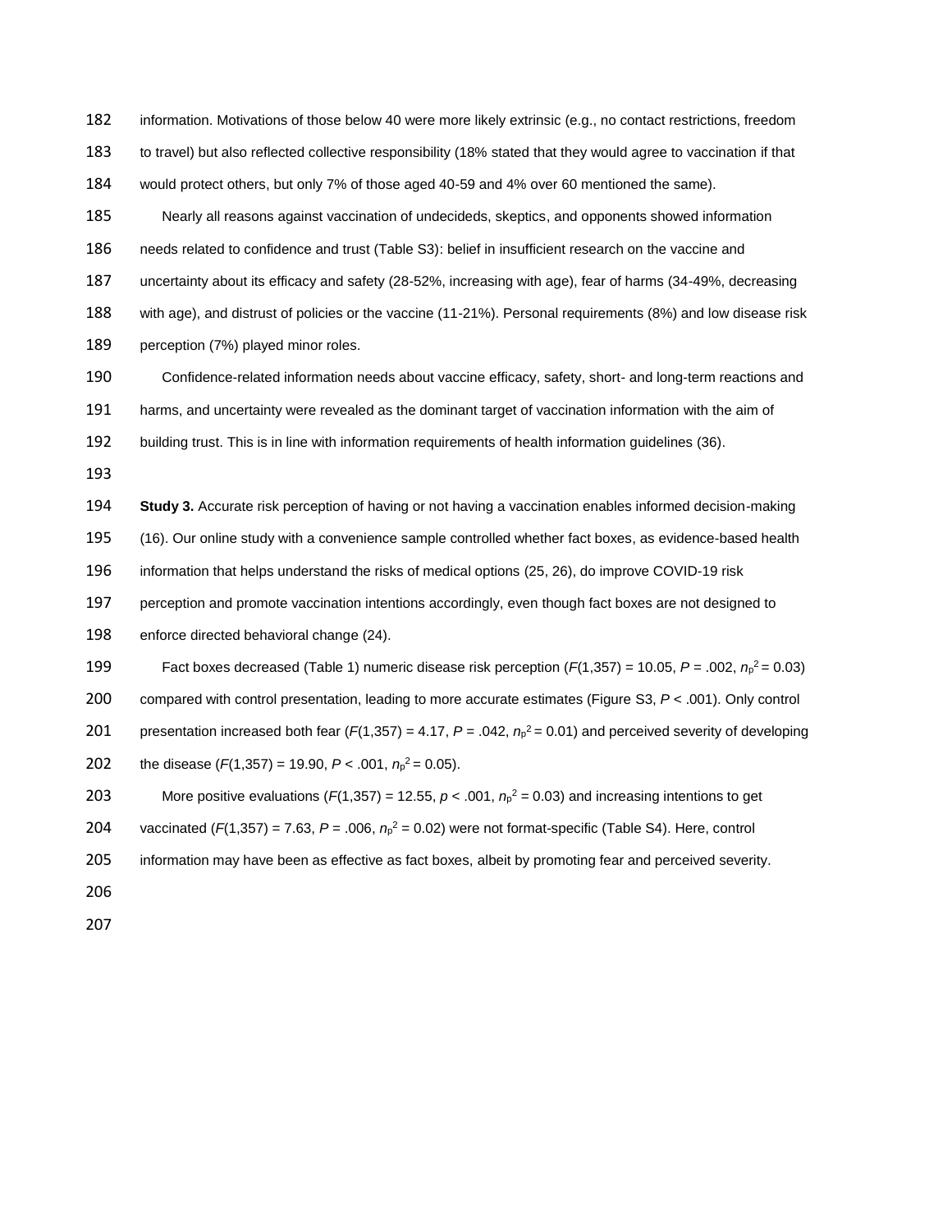information. Motivations of those below 40 were more likely extrinsic (e.g., no contact restrictions, freedom to travel) but also reflected collective responsibility (18% stated that they would agree to vaccination if that would protect others, but only 7% of those aged 40-59 and 4% over 60 mentioned the same).

Nearly all reasons against vaccination of undecideds, skeptics, and opponents showed information needs related to confidence and trust (Table S3): belief in insufficient research on the vaccine and uncertainty about its efficacy and safety (28-52%, increasing with age), fear of harms (34-49%, decreasing with age), and distrust of policies or the vaccine (11-21%). Personal requirements (8%) and low disease risk perception (7%) played minor roles.

Confidence-related information needs about vaccine efficacy, safety, short- and long-term reactions and harms, and uncertainty were revealed as the dominant target of vaccination information with the aim of building trust. This is in line with information requirements of health information guidelines (36).

**Study 3.** Accurate risk perception of having or not having a vaccination enables informed decision-making (16). Our online study with a convenience sample controlled whether fact boxes, as evidence-based health information that helps understand the risks of medical options (25, 26), do improve COVID-19 risk perception and promote vaccination intentions accordingly, even though fact boxes are not designed to enforce directed behavioral change (24).

Fact boxes decreased (Table 1) numeric disease risk perception ($F(1,357) = 10.05$, $P = .002$, $n_p^2 = 0.03$) compared with control presentation, leading to more accurate estimates (Figure S3, $P < .001$). Only control presentation increased both fear ($F(1,357) = 4.17$, $P = .042$, $n_p^2 = 0.01$) and perceived severity of developing the disease ($F(1,357) = 19.90$, $P < .001$, $n_p^2 = 0.05$).

More positive evaluations ($F(1,357) = 12.55$, $p < .001$, $n_p^2 = 0.03$) and increasing intentions to get vaccinated ($F(1,357) = 7.63$, $P = .006$, $n_p^2 = 0.02$) were not format-specific (Table S4). Here, control information may have been as effective as fact boxes, albeit by promoting fear and perceived severity.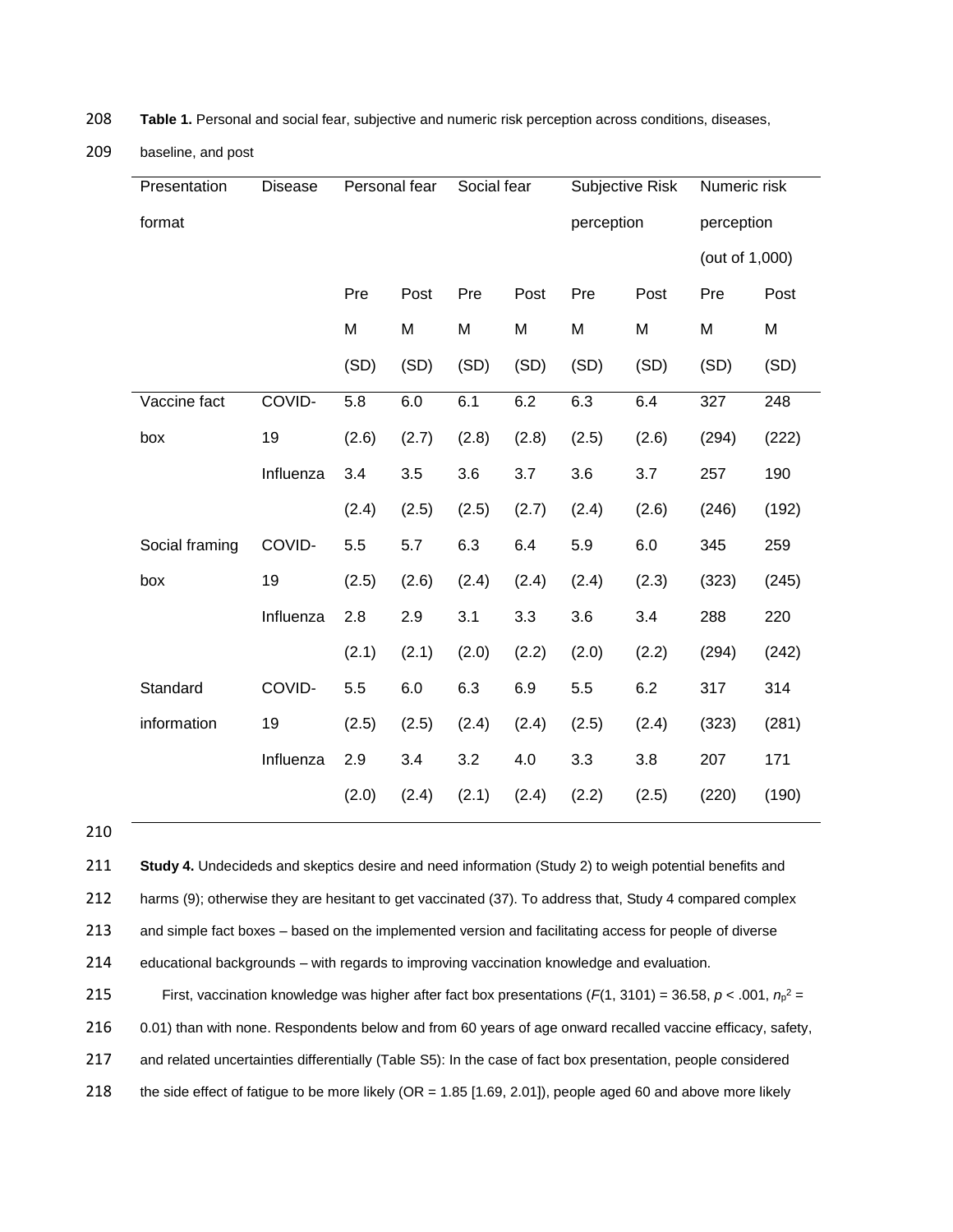**Table 1.** Personal and social fear, subjective and numeric risk perception across conditions, diseases, baseline, and post

| Presentation format | Disease | Personal fear | | Social fear | | Subjective Risk perception | | Numeric risk perception (out of 1,000) | |
|---|---|---|---|---|---|---|---|---|---|
| | | Pre M (SD) | Post M (SD) | Pre M (SD) | Post M (SD) | Pre M (SD) | Post M (SD) | Pre M (SD) | Post M (SD) |
| Vaccine fact box | COVID-19 | 5.8 (2.6) | 6.0 (2.7) | 6.1 (2.8) | 6.2 (2.8) | 6.3 (2.5) | 6.4 (2.6) | 327 (294) | 248 (222) |
| | Influenza | 3.4 (2.4) | 3.5 (2.5) | 3.6 (2.5) | 3.7 (2.7) | 3.6 (2.4) | 3.7 (2.6) | 257 (246) | 190 (192) |
| Social framing box | COVID-19 | 5.5 (2.5) | 5.7 (2.6) | 6.3 (2.4) | 6.4 (2.4) | 5.9 (2.4) | 6.0 (2.3) | 345 (323) | 259 (245) |
| | Influenza | 2.8 (2.1) | 2.9 (2.1) | 3.1 (2.0) | 3.3 (2.2) | 3.6 (2.0) | 3.4 (2.2) | 288 (294) | 220 (242) |
| Standard information | COVID-19 | 5.5 (2.5) | 6.0 (2.5) | 6.3 (2.4) | 6.9 (2.4) | 5.5 (2.5) | 6.2 (2.4) | 317 (323) | 314 (281) |
| | Influenza | 2.9 (2.0) | 3.4 (2.4) | 3.2 (2.1) | 4.0 (2.4) | 3.3 (2.2) | 3.8 (2.5) | 207 (220) | 171 (190) |

**Study 4.** Undecideds and skeptics desire and need information (Study 2) to weigh potential benefits and harms (9); otherwise they are hesitant to get vaccinated (37). To address that, Study 4 compared complex and simple fact boxes – based on the implemented version and facilitating access for people of diverse educational backgrounds – with regards to improving vaccination knowledge and evaluation.

First, vaccination knowledge was higher after fact box presentations ($F(1, 3101) = 36.58$, $p < .001$, $n_p^2 = 0.01$) than with none. Respondents below and from 60 years of age onward recalled vaccine efficacy, safety, and related uncertainties differentially (Table S5): In the case of fact box presentation, people considered the side effect of fatigue to be more likely (OR = 1.85 [1.69, 2.01]), people aged 60 and above more likely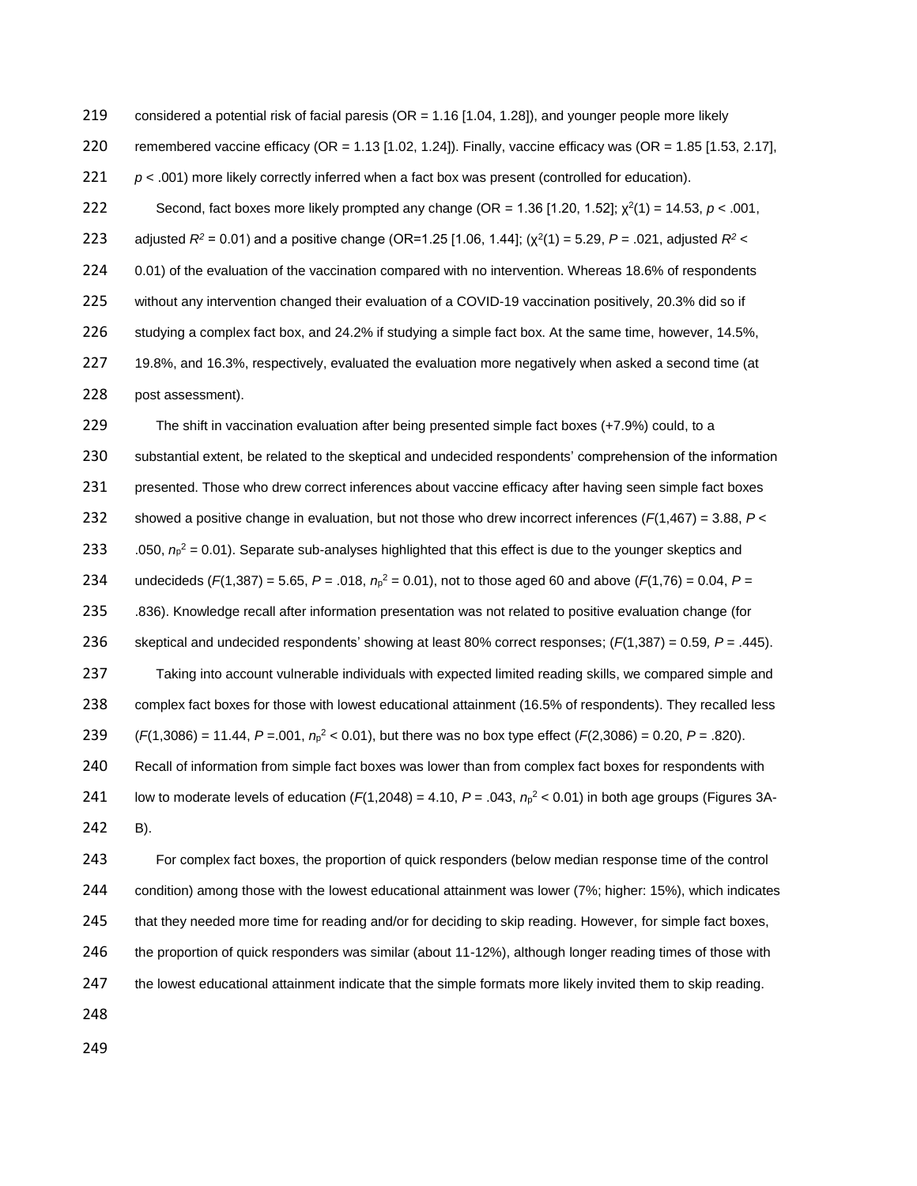considered a potential risk of facial paresis (OR = 1.16 [1.04, 1.28]), and younger people more likely remembered vaccine efficacy (OR = 1.13 [1.02, 1.24]). Finally, vaccine efficacy was (OR = 1.85 [1.53, 2.17], $p < .001$) more likely correctly inferred when a fact box was present (controlled for education).

Second, fact boxes more likely prompted any change (OR = 1.36 [1.20, 1.52]; $\chi^2(1) = 14.53$, $p < .001$, adjusted $R^2 = 0.01$) and a positive change (OR=1.25 [1.06, 1.44]; ($\chi^2(1) = 5.29$, $P = .021$, adjusted $R^2 < 0.01$) of the evaluation of the vaccination compared with no intervention. Whereas 18.6% of respondents without any intervention changed their evaluation of a COVID-19 vaccination positively, 20.3% did so if studying a complex fact box, and 24.2% if studying a simple fact box. At the same time, however, 14.5%, 19.8%, and 16.3%, respectively, evaluated the evaluation more negatively when asked a second time (at post assessment).

The shift in vaccination evaluation after being presented simple fact boxes (+7.9%) could, to a substantial extent, be related to the skeptical and undecided respondents' comprehension of the information presented. Those who drew correct inferences about vaccine efficacy after having seen simple fact boxes showed a positive change in evaluation, but not those who drew incorrect inferences ($F(1,467) = 3.88$, $P < .050$, $n_p^2 = 0.01$). Separate sub-analyses highlighted that this effect is due to the younger skeptics and undecideds ($F(1,387) = 5.65$, $P = .018$, $n_p^2 = 0.01$), not to those aged 60 and above ($F(1,76) = 0.04$, $P = .836$). Knowledge recall after information presentation was not related to positive evaluation change (for skeptical and undecided respondents' showing at least 80% correct responses; ($F(1,387) = 0.59$, $P = .445$).

Taking into account vulnerable individuals with expected limited reading skills, we compared simple and complex fact boxes for those with lowest educational attainment (16.5% of respondents). They recalled less ($F(1,3086) = 11.44$, $P = .001$, $n_p^2 < 0.01$), but there was no box type effect ($F(2,3086) = 0.20$, $P = .820$). Recall of information from simple fact boxes was lower than from complex fact boxes for respondents with low to moderate levels of education ($F(1,2048) = 4.10$, $P = .043$, $n_p^2 < 0.01$) in both age groups (Figures 3A-B).

For complex fact boxes, the proportion of quick responders (below median response time of the control condition) among those with the lowest educational attainment was lower (7%; higher: 15%), which indicates that they needed more time for reading and/or for deciding to skip reading. However, for simple fact boxes, the proportion of quick responders was similar (about 11-12%), although longer reading times of those with the lowest educational attainment indicate that the simple formats more likely invited them to skip reading.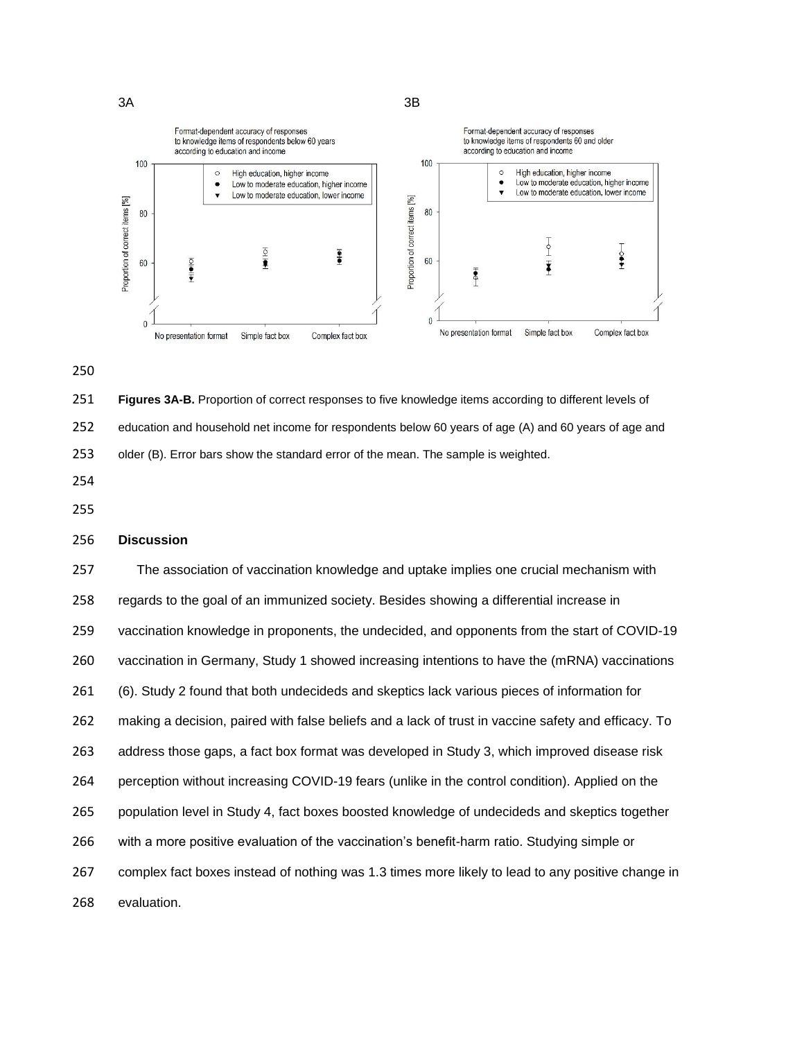3A

Format-dependent accuracy of responses to knowledge items of respondents below 60 years according to education and income

Proportion of correct items [%]

100
80
60
0

○ High education, higher income
● Low to moderate education, higher income
▼ Low to moderate education, lower income

No presentation format
Simple fact box
Complex fact box

3B

Format-dependent accuracy of responses to knowledge items of respondents 60 and older according to education and income

Proportion of correct items [%]

100
80
60
0

○ High education, higher income
● Low to moderate education, higher income
▼ Low to moderate education, lower income

No presentation format
Simple fact box
Complex fact box

**Figures 3A-B.** Proportion of correct responses to five knowledge items according to different levels of education and household net income for respondents below 60 years of age (A) and 60 years of age and older (B). Error bars show the standard error of the mean. The sample is weighted.

## Discussion

The association of vaccination knowledge and uptake implies one crucial mechanism with regards to the goal of an immunized society. Besides showing a differential increase in vaccination knowledge in proponents, the undecided, and opponents from the start of COVID-19 vaccination in Germany, Study 1 showed increasing intentions to have the (mRNA) vaccinations (6). Study 2 found that both undecideds and skeptics lack various pieces of information for making a decision, paired with false beliefs and a lack of trust in vaccine safety and efficacy. To address those gaps, a fact box format was developed in Study 3, which improved disease risk perception without increasing COVID-19 fears (unlike in the control condition). Applied on the population level in Study 4, fact boxes boosted knowledge of undecideds and skeptics together with a more positive evaluation of the vaccination's benefit-harm ratio. Studying simple or complex fact boxes instead of nothing was 1.3 times more likely to lead to any positive change in evaluation.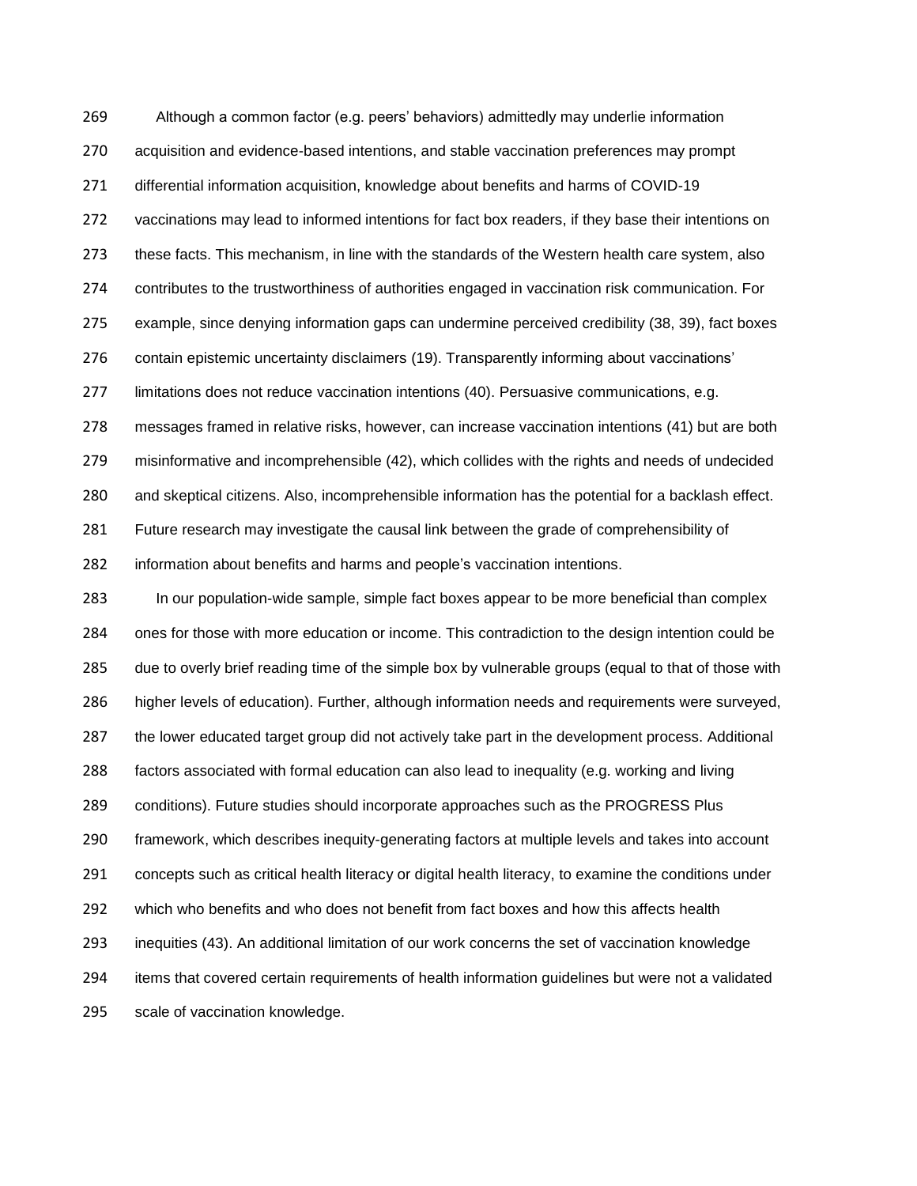Although a common factor (e.g. peers' behaviors) admittedly may underlie information acquisition and evidence-based intentions, and stable vaccination preferences may prompt differential information acquisition, knowledge about benefits and harms of COVID-19 vaccinations may lead to informed intentions for fact box readers, if they base their intentions on these facts. This mechanism, in line with the standards of the Western health care system, also contributes to the trustworthiness of authorities engaged in vaccination risk communication. For example, since denying information gaps can undermine perceived credibility (38, 39), fact boxes contain epistemic uncertainty disclaimers (19). Transparently informing about vaccinations' limitations does not reduce vaccination intentions (40). Persuasive communications, e.g. messages framed in relative risks, however, can increase vaccination intentions (41) but are both misinformative and incomprehensible (42), which collides with the rights and needs of undecided and skeptical citizens. Also, incomprehensible information has the potential for a backlash effect. Future research may investigate the causal link between the grade of comprehensibility of information about benefits and harms and people's vaccination intentions.

In our population-wide sample, simple fact boxes appear to be more beneficial than complex ones for those with more education or income. This contradiction to the design intention could be due to overly brief reading time of the simple box by vulnerable groups (equal to that of those with higher levels of education). Further, although information needs and requirements were surveyed, the lower educated target group did not actively take part in the development process. Additional factors associated with formal education can also lead to inequality (e.g. working and living conditions). Future studies should incorporate approaches such as the PROGRESS Plus framework, which describes inequity-generating factors at multiple levels and takes into account concepts such as critical health literacy or digital health literacy, to examine the conditions under which who benefits and who does not benefit from fact boxes and how this affects health inequities (43). An additional limitation of our work concerns the set of vaccination knowledge items that covered certain requirements of health information guidelines but were not a validated scale of vaccination knowledge.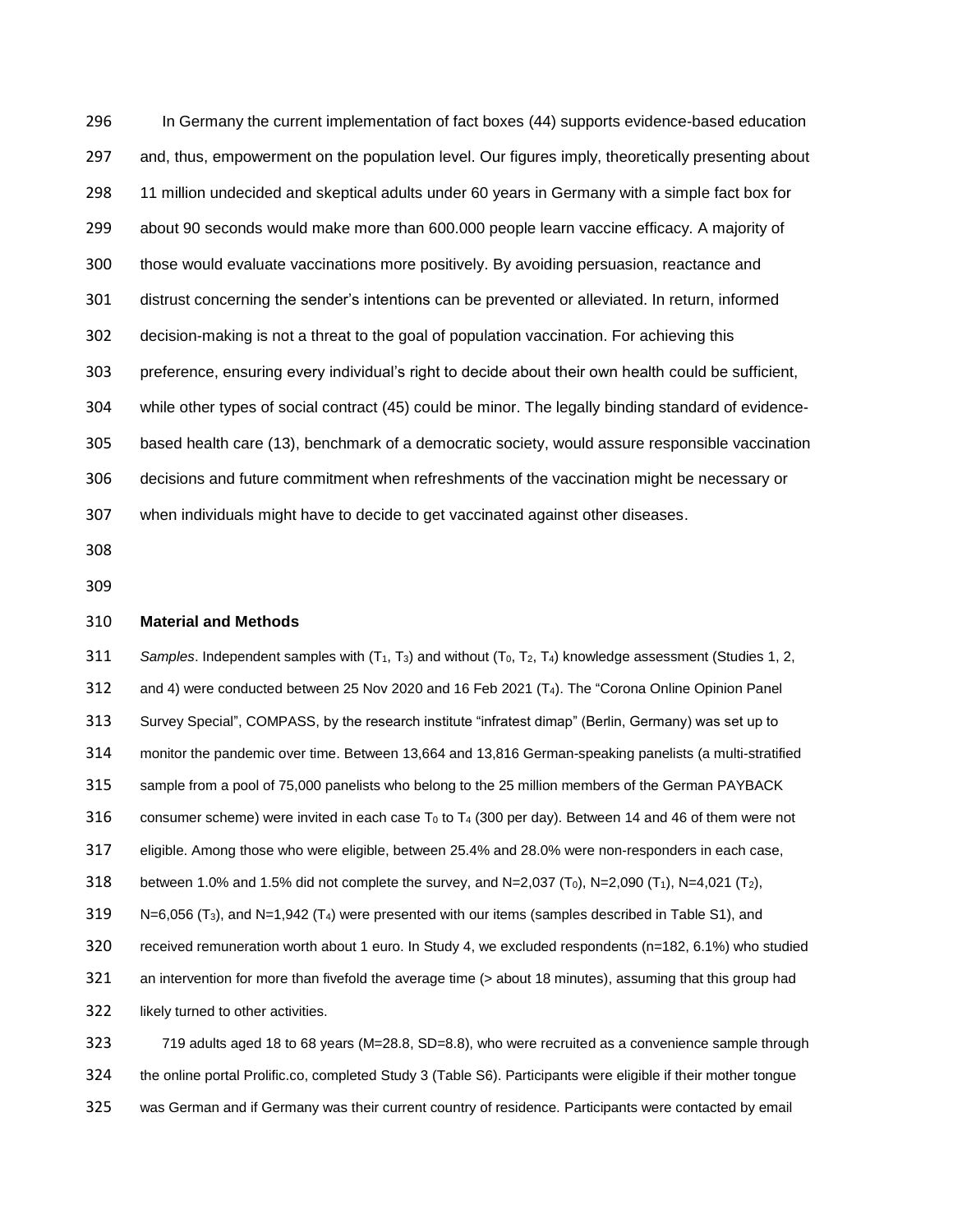In Germany the current implementation of fact boxes (44) supports evidence-based education and, thus, empowerment on the population level. Our figures imply, theoretically presenting about 11 million undecided and skeptical adults under 60 years in Germany with a simple fact box for about 90 seconds would make more than 600.000 people learn vaccine efficacy. A majority of those would evaluate vaccinations more positively. By avoiding persuasion, reactance and distrust concerning the sender's intentions can be prevented or alleviated. In return, informed decision-making is not a threat to the goal of population vaccination. For achieving this preference, ensuring every individual's right to decide about their own health could be sufficient, while other types of social contract (45) could be minor. The legally binding standard of evidence-based health care (13), benchmark of a democratic society, would assure responsible vaccination decisions and future commitment when refreshments of the vaccination might be necessary or when individuals might have to decide to get vaccinated against other diseases.

## Material and Methods

*Samples*. Independent samples with ($T_1$, $T_3$) and without ($T_0$, $T_2$, $T_4$) knowledge assessment (Studies 1, 2, and 4) were conducted between 25 Nov 2020 and 16 Feb 2021 ($T_4$). The "Corona Online Opinion Panel Survey Special", COMPASS, by the research institute "infratest dimap" (Berlin, Germany) was set up to monitor the pandemic over time. Between 13,664 and 13,816 German-speaking panelists (a multi-stratified sample from a pool of 75,000 panelists who belong to the 25 million members of the German PAYBACK consumer scheme) were invited in each case $T_0$ to $T_4$ (300 per day). Between 14 and 46 of them were not eligible. Among those who were eligible, between 25.4% and 28.0% were non-responders in each case, between 1.0% and 1.5% did not complete the survey, and N=2,037 ($T_0$), N=2,090 ($T_1$), N=4,021 ($T_2$), N=6,056 ($T_3$), and N=1,942 ($T_4$) were presented with our items (samples described in Table S1), and received remuneration worth about 1 euro. In Study 4, we excluded respondents (n=182, 6.1%) who studied an intervention for more than fivefold the average time (> about 18 minutes), assuming that this group had likely turned to other activities.

719 adults aged 18 to 68 years (M=28.8, SD=8.8), who were recruited as a convenience sample through the online portal Prolific.co, completed Study 3 (Table S6). Participants were eligible if their mother tongue was German and if Germany was their current country of residence. Participants were contacted by email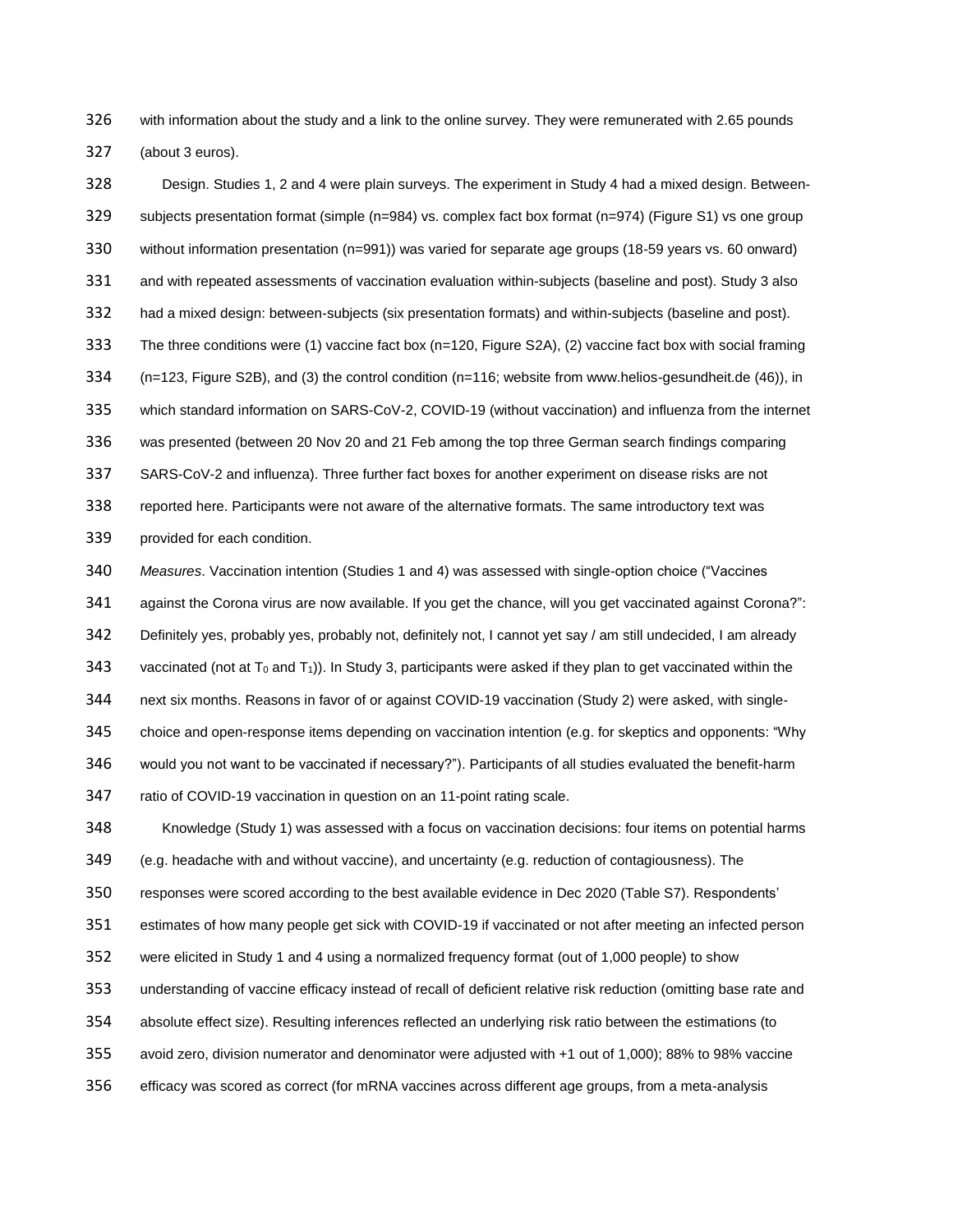with information about the study and a link to the online survey. They were remunerated with 2.65 pounds (about 3 euros).

Design. Studies 1, 2 and 4 were plain surveys. The experiment in Study 4 had a mixed design. Between-subjects presentation format (simple (n=984) vs. complex fact box format (n=974) (Figure S1) vs one group without information presentation (n=991)) was varied for separate age groups (18-59 years vs. 60 onward) and with repeated assessments of vaccination evaluation within-subjects (baseline and post). Study 3 also had a mixed design: between-subjects (six presentation formats) and within-subjects (baseline and post). The three conditions were (1) vaccine fact box (n=120, Figure S2A), (2) vaccine fact box with social framing (n=123, Figure S2B), and (3) the control condition (n=116; website from www.helios-gesundheit.de (46)), in which standard information on SARS-CoV-2, COVID-19 (without vaccination) and influenza from the internet was presented (between 20 Nov 20 and 21 Feb among the top three German search findings comparing SARS-CoV-2 and influenza). Three further fact boxes for another experiment on disease risks are not reported here. Participants were not aware of the alternative formats. The same introductory text was provided for each condition.

*Measures*. Vaccination intention (Studies 1 and 4) was assessed with single-option choice ("Vaccines against the Corona virus are now available. If you get the chance, will you get vaccinated against Corona?": Definitely yes, probably yes, probably not, definitely not, I cannot yet say / am still undecided, I am already vaccinated (not at $T_0$ and $T_1$)). In Study 3, participants were asked if they plan to get vaccinated within the next six months. Reasons in favor of or against COVID-19 vaccination (Study 2) were asked, with single-choice and open-response items depending on vaccination intention (e.g. for skeptics and opponents: "Why would you not want to be vaccinated if necessary?"). Participants of all studies evaluated the benefit-harm ratio of COVID-19 vaccination in question on an 11-point rating scale.

Knowledge (Study 1) was assessed with a focus on vaccination decisions: four items on potential harms (e.g. headache with and without vaccine), and uncertainty (e.g. reduction of contagiousness). The responses were scored according to the best available evidence in Dec 2020 (Table S7). Respondents' estimates of how many people get sick with COVID-19 if vaccinated or not after meeting an infected person were elicited in Study 1 and 4 using a normalized frequency format (out of 1,000 people) to show understanding of vaccine efficacy instead of recall of deficient relative risk reduction (omitting base rate and absolute effect size). Resulting inferences reflected an underlying risk ratio between the estimations (to avoid zero, division numerator and denominator were adjusted with +1 out of 1,000); 88% to 98% vaccine efficacy was scored as correct (for mRNA vaccines across different age groups, from a meta-analysis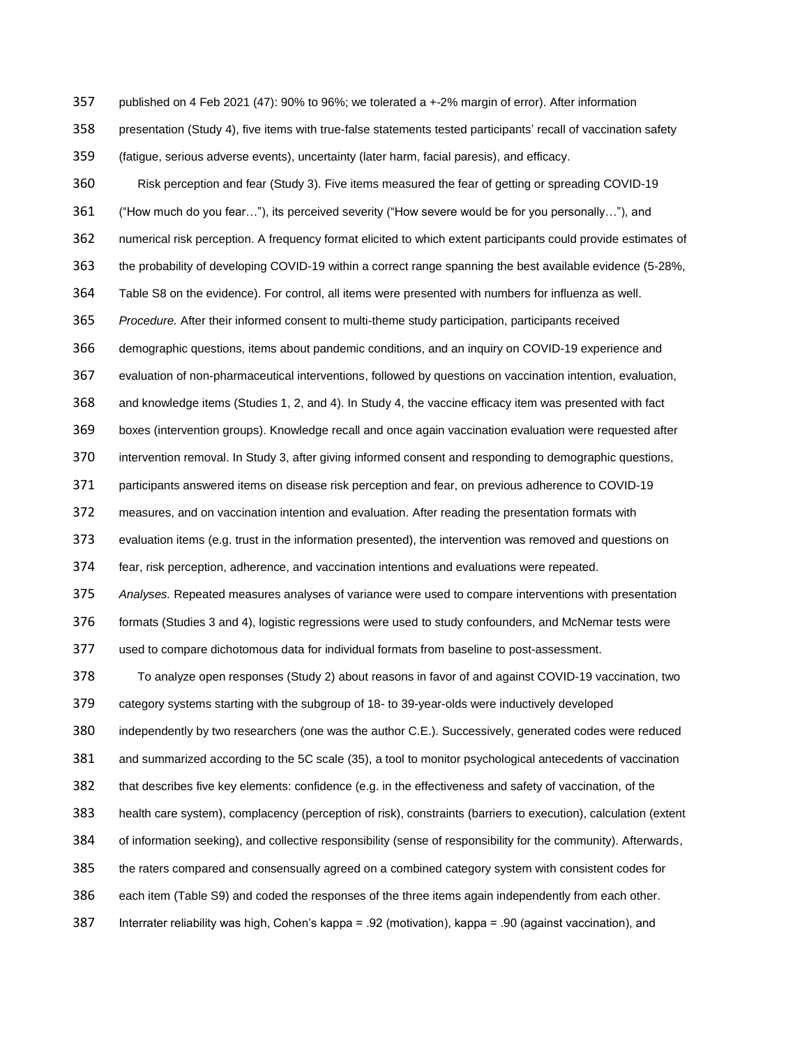published on 4 Feb 2021 (47): 90% to 96%; we tolerated a +-2% margin of error). After information presentation (Study 4), five items with true-false statements tested participants' recall of vaccination safety (fatigue, serious adverse events), uncertainty (later harm, facial paresis), and efficacy.

Risk perception and fear (Study 3). Five items measured the fear of getting or spreading COVID-19 ("How much do you fear…"), its perceived severity ("How severe would be for you personally…"), and numerical risk perception. A frequency format elicited to which extent participants could provide estimates of the probability of developing COVID-19 within a correct range spanning the best available evidence (5-28%, Table S8 on the evidence). For control, all items were presented with numbers for influenza as well.

*Procedure.* After their informed consent to multi-theme study participation, participants received demographic questions, items about pandemic conditions, and an inquiry on COVID-19 experience and evaluation of non-pharmaceutical interventions, followed by questions on vaccination intention, evaluation, and knowledge items (Studies 1, 2, and 4). In Study 4, the vaccine efficacy item was presented with fact boxes (intervention groups). Knowledge recall and once again vaccination evaluation were requested after intervention removal. In Study 3, after giving informed consent and responding to demographic questions, participants answered items on disease risk perception and fear, on previous adherence to COVID-19 measures, and on vaccination intention and evaluation. After reading the presentation formats with evaluation items (e.g. trust in the information presented), the intervention was removed and questions on fear, risk perception, adherence, and vaccination intentions and evaluations were repeated.

*Analyses.* Repeated measures analyses of variance were used to compare interventions with presentation formats (Studies 3 and 4), logistic regressions were used to study confounders, and McNemar tests were used to compare dichotomous data for individual formats from baseline to post-assessment.

To analyze open responses (Study 2) about reasons in favor of and against COVID-19 vaccination, two category systems starting with the subgroup of 18- to 39-year-olds were inductively developed independently by two researchers (one was the author C.E.). Successively, generated codes were reduced and summarized according to the 5C scale (35), a tool to monitor psychological antecedents of vaccination that describes five key elements: confidence (e.g. in the effectiveness and safety of vaccination, of the health care system), complacency (perception of risk), constraints (barriers to execution), calculation (extent of information seeking), and collective responsibility (sense of responsibility for the community). Afterwards, the raters compared and consensually agreed on a combined category system with consistent codes for each item (Table S9) and coded the responses of the three items again independently from each other. Interrater reliability was high, Cohen's kappa = .92 (motivation), kappa = .90 (against vaccination), and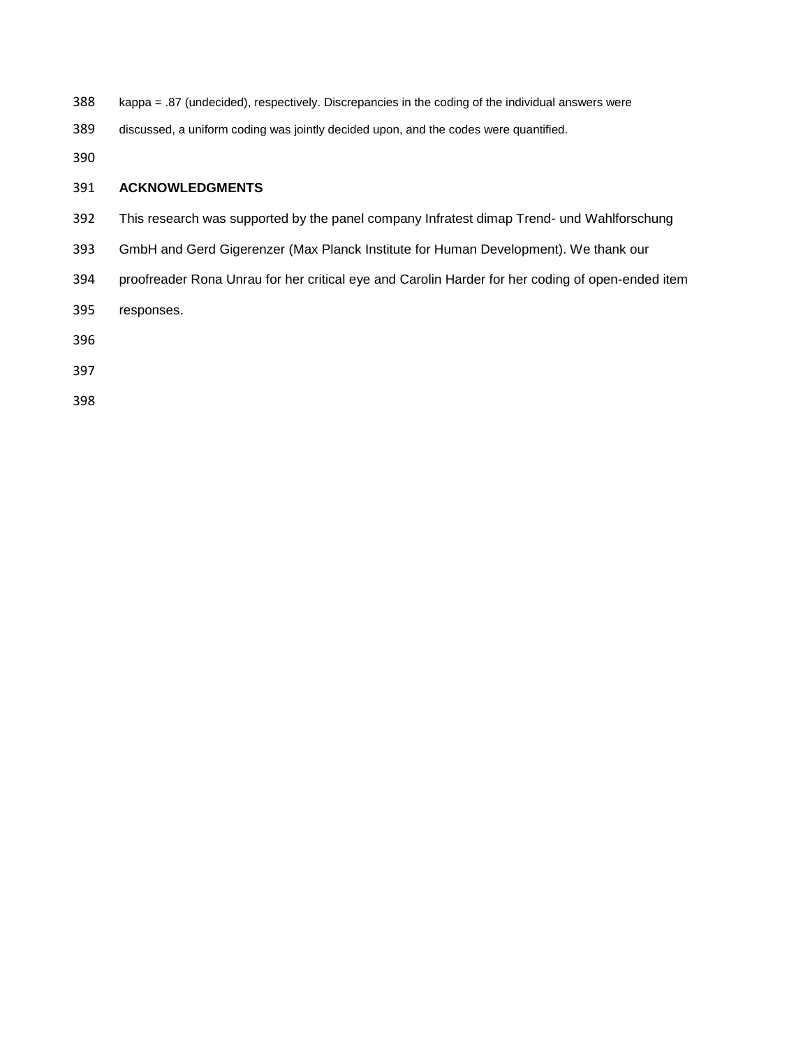kappa = .87 (undecided), respectively. Discrepancies in the coding of the individual answers were discussed, a uniform coding was jointly decided upon, and the codes were quantified.

## ACKNOWLEDGMENTS

This research was supported by the panel company Infratest dimap Trend- und Wahlforschung GmbH and Gerd Gigerenzer (Max Planck Institute for Human Development). We thank our proofreader Rona Unrau for her critical eye and Carolin Harder for her coding of open-ended item responses.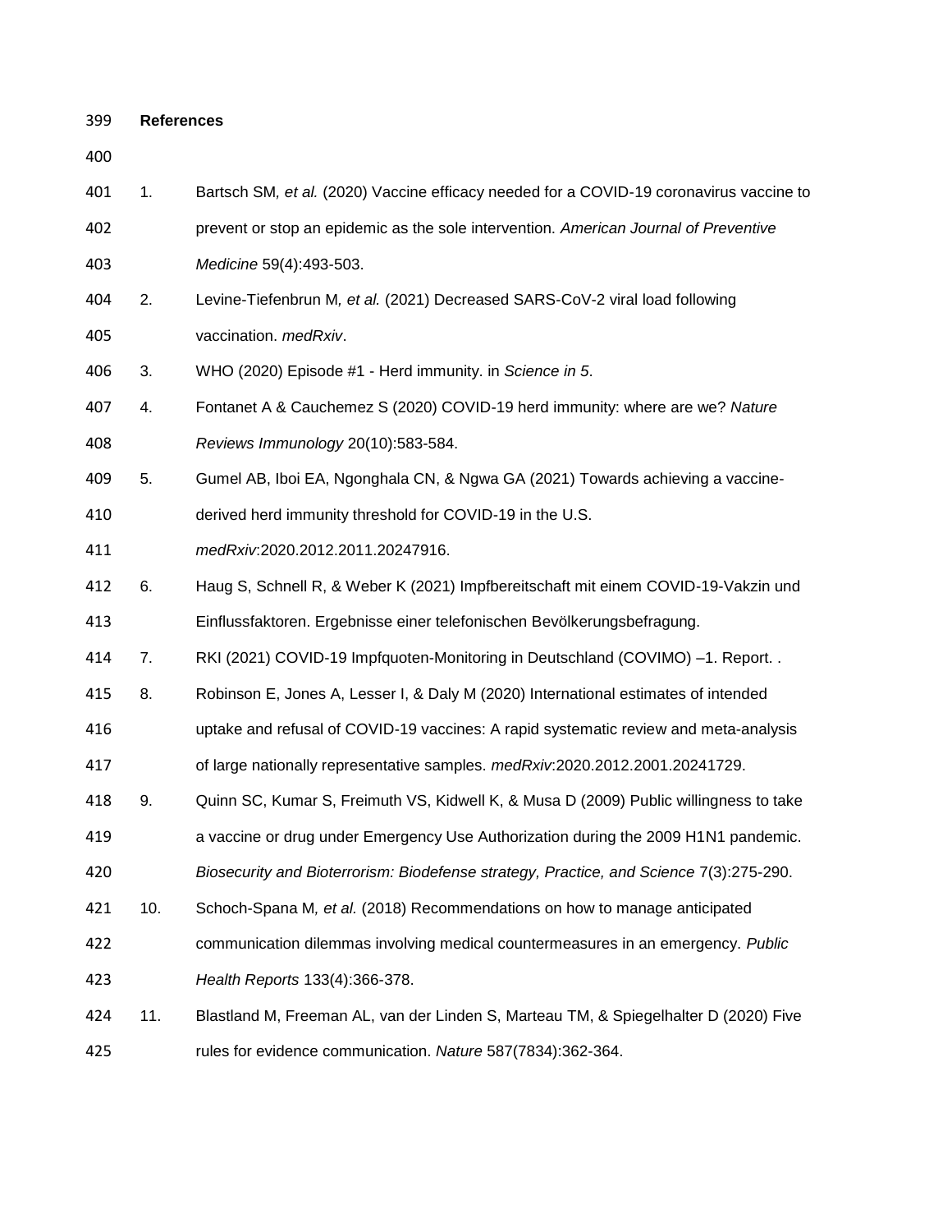## References

1. Bartsch SM*, et al.* (2020) Vaccine efficacy needed for a COVID-19 coronavirus vaccine to prevent or stop an epidemic as the sole intervention. *American Journal of Preventive Medicine* 59(4):493-503.
2. Levine-Tiefenbrun M*, et al.* (2021) Decreased SARS-CoV-2 viral load following vaccination. *medRxiv*.
3. WHO (2020) Episode #1 - Herd immunity. in *Science in 5*.
4. Fontanet A & Cauchemez S (2020) COVID-19 herd immunity: where are we? *Nature Reviews Immunology* 20(10):583-584.
5. Gumel AB, Iboi EA, Ngonghala CN, & Ngwa GA (2021) Towards achieving a vaccine-derived herd immunity threshold for COVID-19 in the U.S. *medRxiv*:2020.2012.2011.20247916.
6. Haug S, Schnell R, & Weber K (2021) Impfbereitschaft mit einem COVID-19-Vakzin und Einflussfaktoren. Ergebnisse einer telefonischen Bevölkerungsbefragung.
7. RKI (2021) COVID-19 Impfquoten-Monitoring in Deutschland (COVIMO) –1. Report. .
8. Robinson E, Jones A, Lesser I, & Daly M (2020) International estimates of intended uptake and refusal of COVID-19 vaccines: A rapid systematic review and meta-analysis of large nationally representative samples. *medRxiv*:2020.2012.2001.20241729.
9. Quinn SC, Kumar S, Freimuth VS, Kidwell K, & Musa D (2009) Public willingness to take a vaccine or drug under Emergency Use Authorization during the 2009 H1N1 pandemic. *Biosecurity and Bioterrorism: Biodefense strategy, Practice, and Science* 7(3):275-290.
10. Schoch-Spana M*, et al.* (2018) Recommendations on how to manage anticipated communication dilemmas involving medical countermeasures in an emergency. *Public Health Reports* 133(4):366-378.
11. Blastland M, Freeman AL, van der Linden S, Marteau TM, & Spiegelhalter D (2020) Five rules for evidence communication. *Nature* 587(7834):362-364.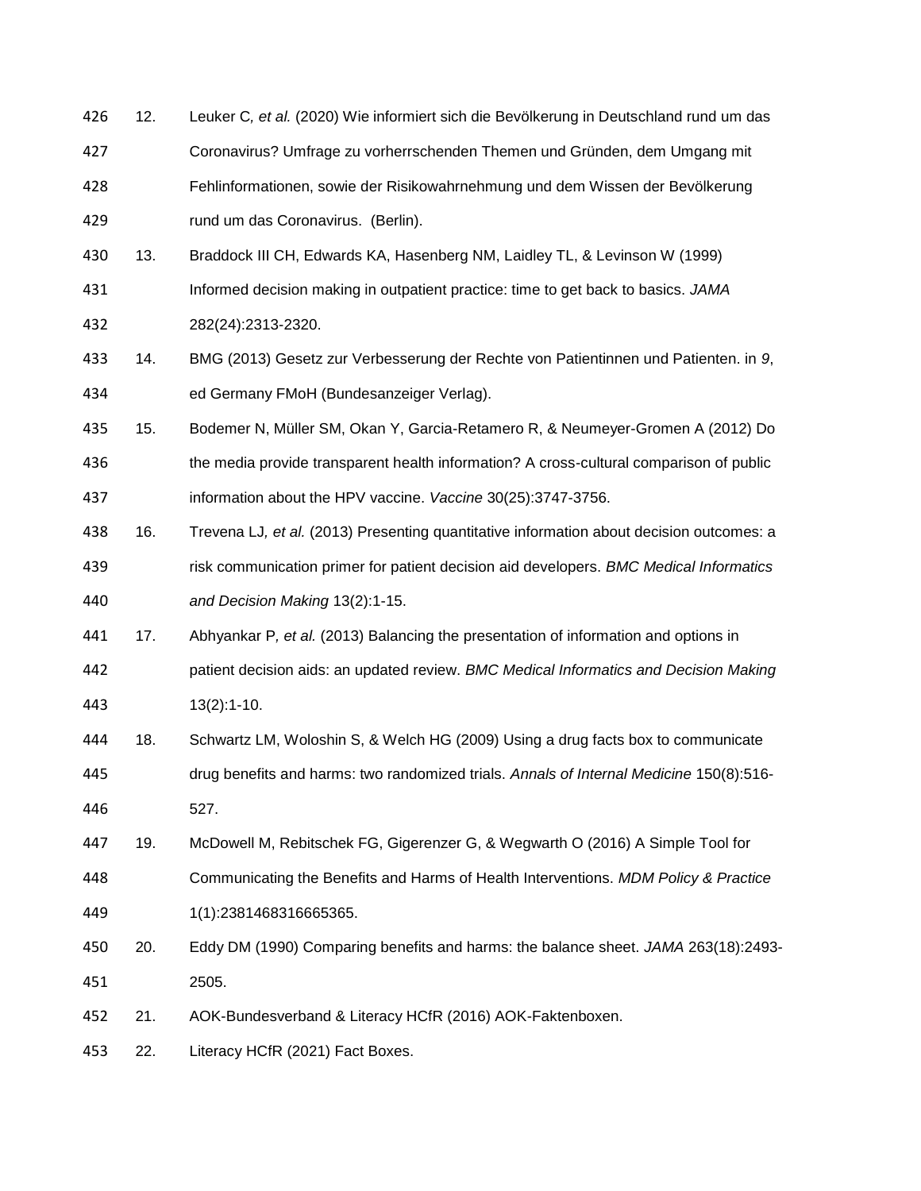12. Leuker C*, et al.* (2020) Wie informiert sich die Bevölkerung in Deutschland rund um das Coronavirus? Umfrage zu vorherrschenden Themen und Gründen, dem Umgang mit Fehlinformationen, sowie der Risikowahrnehmung und dem Wissen der Bevölkerung rund um das Coronavirus. (Berlin).
13. Braddock III CH, Edwards KA, Hasenberg NM, Laidley TL, & Levinson W (1999) Informed decision making in outpatient practice: time to get back to basics. *JAMA* 282(24):2313-2320.
14. BMG (2013) Gesetz zur Verbesserung der Rechte von Patientinnen und Patienten. in *9*, ed Germany FMoH (Bundesanzeiger Verlag).
15. Bodemer N, Müller SM, Okan Y, Garcia-Retamero R, & Neumeyer-Gromen A (2012) Do the media provide transparent health information? A cross-cultural comparison of public information about the HPV vaccine. *Vaccine* 30(25):3747-3756.
16. Trevena LJ*, et al.* (2013) Presenting quantitative information about decision outcomes: a risk communication primer for patient decision aid developers. *BMC Medical Informatics and Decision Making* 13(2):1-15.
17. Abhyankar P*, et al.* (2013) Balancing the presentation of information and options in patient decision aids: an updated review. *BMC Medical Informatics and Decision Making* 13(2):1-10.
18. Schwartz LM, Woloshin S, & Welch HG (2009) Using a drug facts box to communicate drug benefits and harms: two randomized trials. *Annals of Internal Medicine* 150(8):516-527.
19. McDowell M, Rebitschek FG, Gigerenzer G, & Wegwarth O (2016) A Simple Tool for Communicating the Benefits and Harms of Health Interventions. *MDM Policy & Practice* 1(1):2381468316665365.
20. Eddy DM (1990) Comparing benefits and harms: the balance sheet. *JAMA* 263(18):2493-2505.
21. AOK-Bundesverband & Literacy HCfR (2016) AOK-Faktenboxen.
22. Literacy HCfR (2021) Fact Boxes.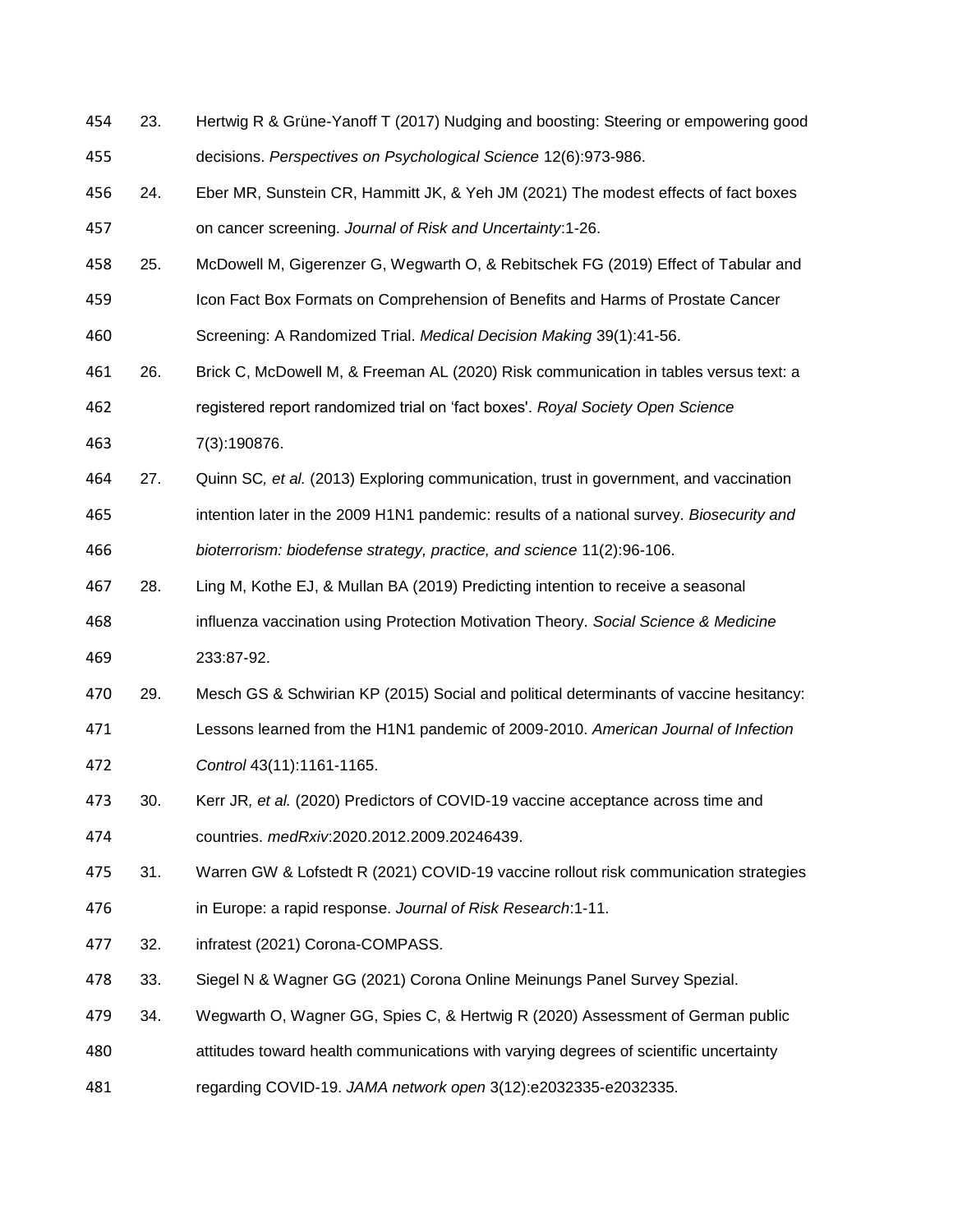23. Hertwig R & Grüne-Yanoff T (2017) Nudging and boosting: Steering or empowering good decisions. *Perspectives on Psychological Science* 12(6):973-986.
24. Eber MR, Sunstein CR, Hammitt JK, & Yeh JM (2021) The modest effects of fact boxes on cancer screening. *Journal of Risk and Uncertainty*:1-26.
25. McDowell M, Gigerenzer G, Wegwarth O, & Rebitschek FG (2019) Effect of Tabular and Icon Fact Box Formats on Comprehension of Benefits and Harms of Prostate Cancer Screening: A Randomized Trial. *Medical Decision Making* 39(1):41-56.
26. Brick C, McDowell M, & Freeman AL (2020) Risk communication in tables versus text: a registered report randomized trial on 'fact boxes'. *Royal Society Open Science* 7(3):190876.
27. Quinn SC*, et al.* (2013) Exploring communication, trust in government, and vaccination intention later in the 2009 H1N1 pandemic: results of a national survey. *Biosecurity and bioterrorism: biodefense strategy, practice, and science* 11(2):96-106.
28. Ling M, Kothe EJ, & Mullan BA (2019) Predicting intention to receive a seasonal influenza vaccination using Protection Motivation Theory. *Social Science & Medicine* 233:87-92.
29. Mesch GS & Schwirian KP (2015) Social and political determinants of vaccine hesitancy: Lessons learned from the H1N1 pandemic of 2009-2010. *American Journal of Infection Control* 43(11):1161-1165.
30. Kerr JR*, et al.* (2020) Predictors of COVID-19 vaccine acceptance across time and countries. *medRxiv*:2020.2012.2009.20246439.
31. Warren GW & Lofstedt R (2021) COVID-19 vaccine rollout risk communication strategies in Europe: a rapid response. *Journal of Risk Research*:1-11.
32. infratest (2021) Corona-COMPASS.
33. Siegel N & Wagner GG (2021) Corona Online Meinungs Panel Survey Spezial.
34. Wegwarth O, Wagner GG, Spies C, & Hertwig R (2020) Assessment of German public attitudes toward health communications with varying degrees of scientific uncertainty regarding COVID-19. *JAMA network open* 3(12):e2032335-e2032335.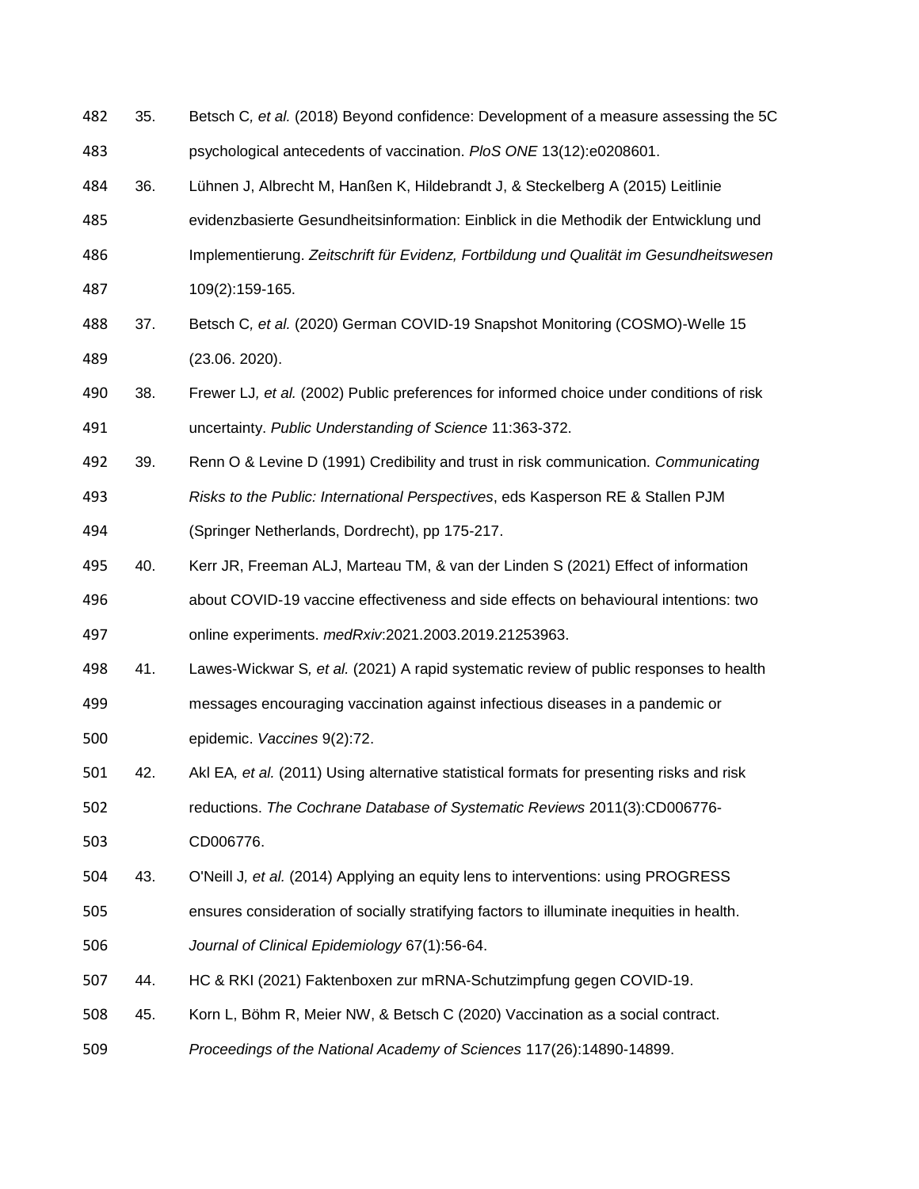35. Betsch C*, et al.* (2018) Beyond confidence: Development of a measure assessing the 5C psychological antecedents of vaccination. *PloS ONE* 13(12):e0208601.
36. Lühnen J, Albrecht M, Hanßen K, Hildebrandt J, & Steckelberg A (2015) Leitlinie evidenzbasierte Gesundheitsinformation: Einblick in die Methodik der Entwicklung und Implementierung. *Zeitschrift für Evidenz, Fortbildung und Qualität im Gesundheitswesen* 109(2):159-165.
37. Betsch C*, et al.* (2020) German COVID-19 Snapshot Monitoring (COSMO)-Welle 15 (23.06. 2020).
38. Frewer LJ*, et al.* (2002) Public preferences for informed choice under conditions of risk uncertainty. *Public Understanding of Science* 11:363-372.
39. Renn O & Levine D (1991) Credibility and trust in risk communication. *Communicating Risks to the Public: International Perspectives*, eds Kasperson RE & Stallen PJM (Springer Netherlands, Dordrecht), pp 175-217.
40. Kerr JR, Freeman ALJ, Marteau TM, & van der Linden S (2021) Effect of information about COVID-19 vaccine effectiveness and side effects on behavioural intentions: two online experiments. *medRxiv*:2021.2003.2019.21253963.
41. Lawes-Wickwar S*, et al.* (2021) A rapid systematic review of public responses to health messages encouraging vaccination against infectious diseases in a pandemic or epidemic. *Vaccines* 9(2):72.
42. Akl EA*, et al.* (2011) Using alternative statistical formats for presenting risks and risk reductions. *The Cochrane Database of Systematic Reviews* 2011(3):CD006776-CD006776.
43. O'Neill J*, et al.* (2014) Applying an equity lens to interventions: using PROGRESS ensures consideration of socially stratifying factors to illuminate inequities in health. *Journal of Clinical Epidemiology* 67(1):56-64.
44. HC & RKI (2021) Faktenboxen zur mRNA-Schutzimpfung gegen COVID-19.
45. Korn L, Böhm R, Meier NW, & Betsch C (2020) Vaccination as a social contract. *Proceedings of the National Academy of Sciences* 117(26):14890-14899.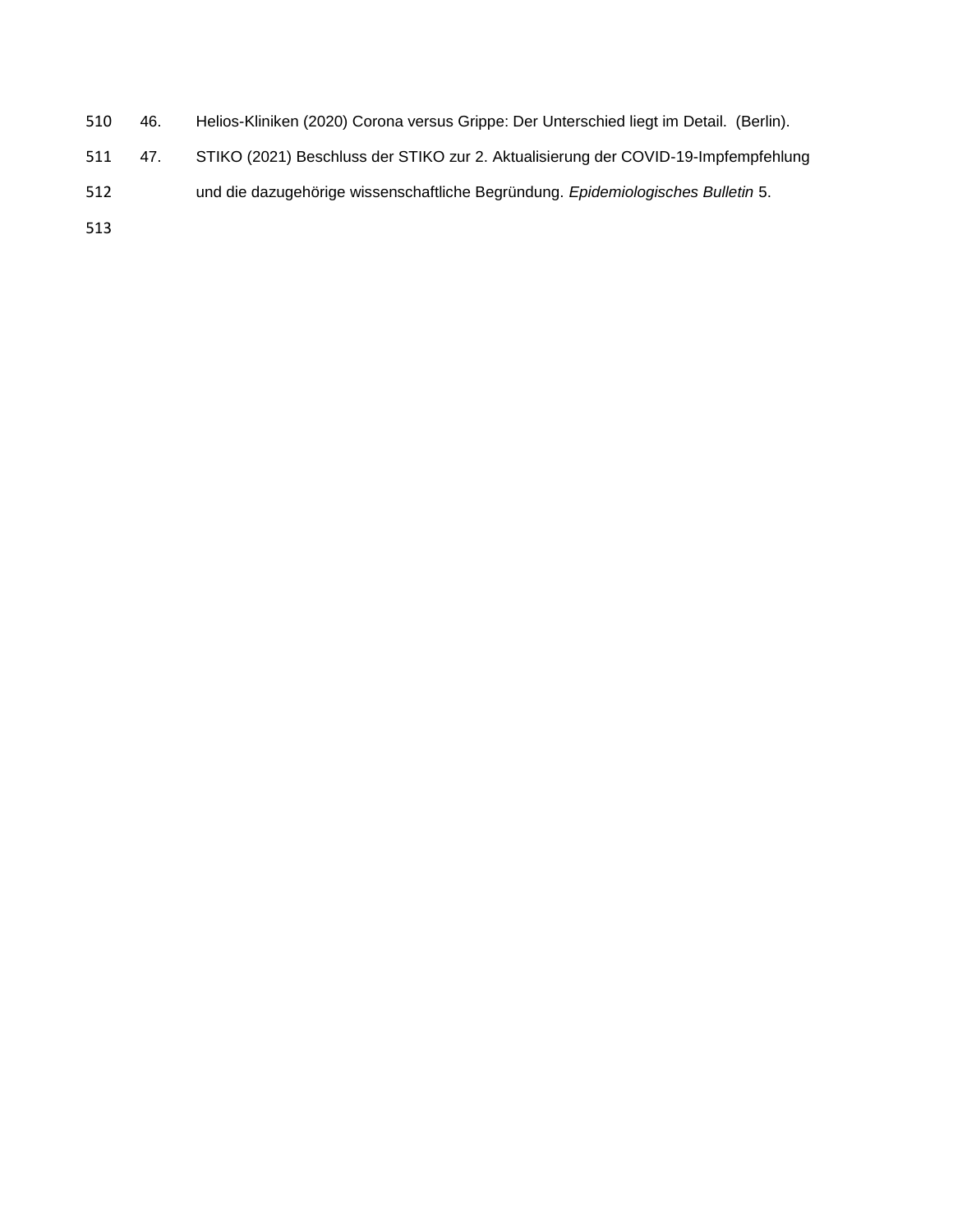46. Helios-Kliniken (2020) Corona versus Grippe: Der Unterschied liegt im Detail. (Berlin).

47. STIKO (2021) Beschluss der STIKO zur 2. Aktualisierung der COVID-19-Impfempfehlung und die dazugehörige wissenschaftliche Begründung. *Epidemiologisches Bulletin* 5.